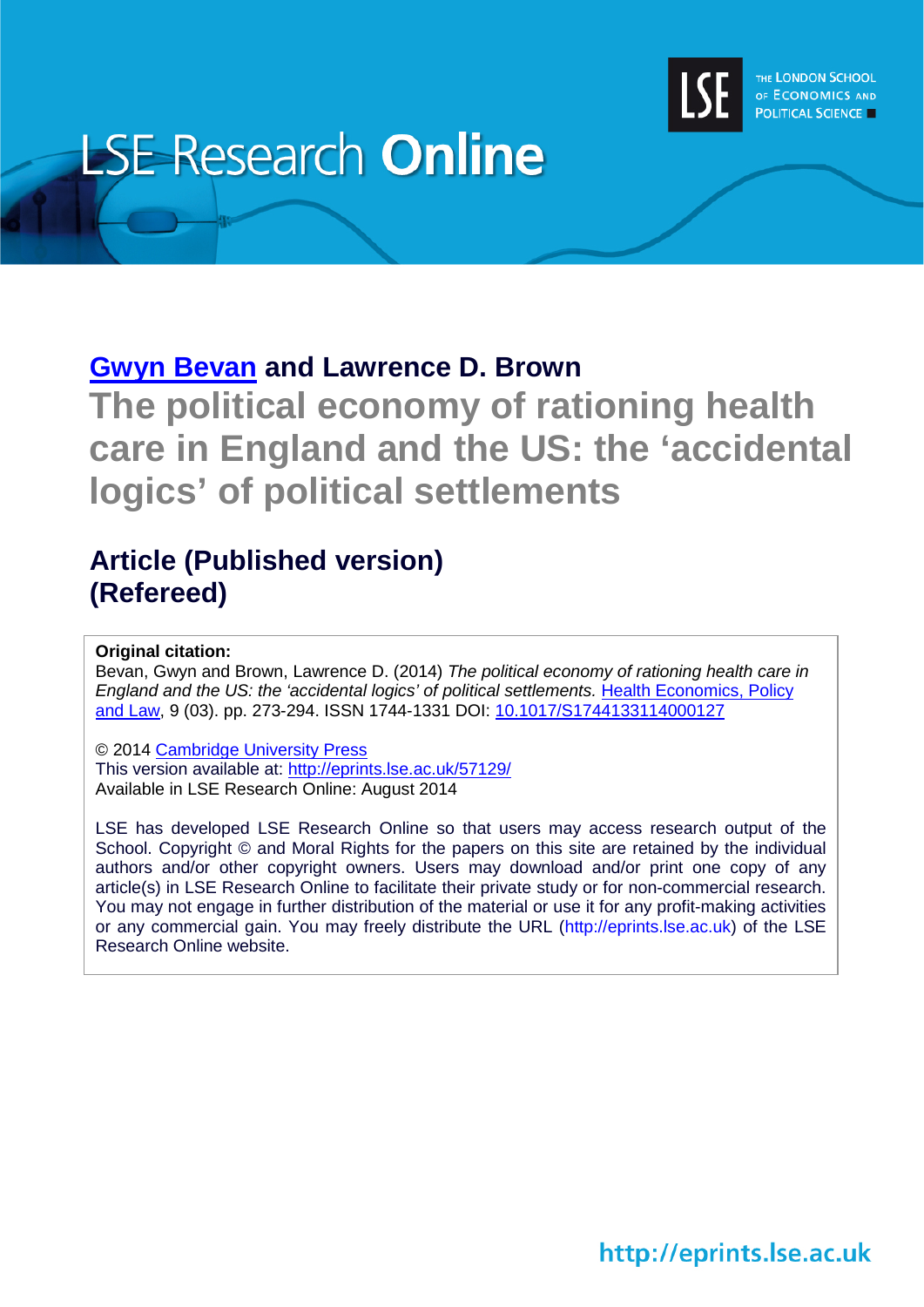LSE Research **Online**

THE LONDON SCHOOL OF ECONOMICS AND POLITICAL SCIENCE

**Gwyn Bevan and Lawrence D. Brown**

# The political economy of rationing health care in England and the US: the 'accidental logics' of political settlements

## Article (Published version) (Refereed)

**Original citation:**
Bevan, Gwyn and Brown, Lawrence D. (2014) *The political economy of rationing health care in England and the US: the 'accidental logics' of political settlements.* Health Economics, Policy and Law, 9 (03). pp. 273-294. ISSN 1744-1331 DOI: 10.1017/S1744133114000127

© 2014 Cambridge University Press
This version available at: http://eprints.lse.ac.uk/57129/
Available in LSE Research Online: August 2014

LSE has developed LSE Research Online so that users may access research output of the School. Copyright © and Moral Rights for the papers on this site are retained by the individual authors and/or other copyright owners. Users may download and/or print one copy of any article(s) in LSE Research Online to facilitate their private study or for non-commercial research. You may not engage in further distribution of the material or use it for any profit-making activities or any commercial gain. You may freely distribute the URL (http://eprints.lse.ac.uk) of the LSE Research Online website.

http://eprints.lse.ac.uk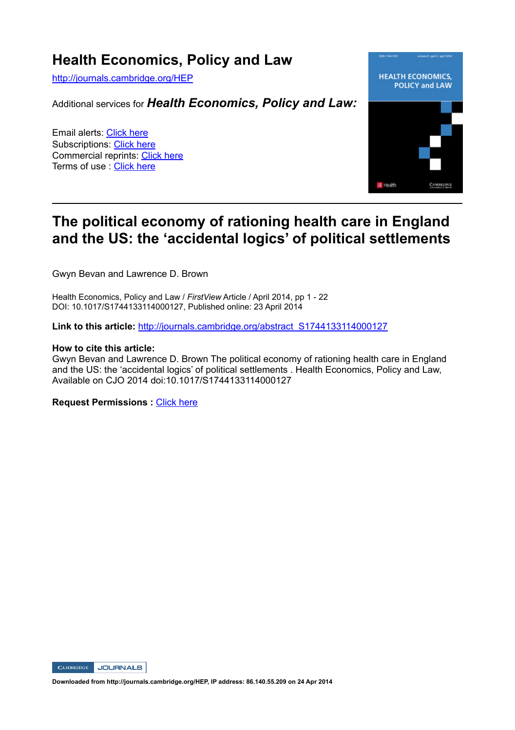# Health Economics, Policy and Law

http://journals.cambridge.org/HEP

Additional services for ***Health Economics, Policy and Law:***

Email alerts: Click here
Subscriptions: Click here
Commercial reprints: Click here
Terms of use : Click here

---

# The political economy of rationing health care in England and the US: the 'accidental logics' of political settlements

Gwyn Bevan and Lawrence D. Brown

Health Economics, Policy and Law / *FirstView* Article / April 2014, pp 1 - 22
DOI: 10.1017/S1744133114000127, Published online: 23 April 2014

**Link to this article:** http://journals.cambridge.org/abstract_S1744133114000127

**How to cite this article:**
Gwyn Bevan and Lawrence D. Brown The political economy of rationing health care in England and the US: the 'accidental logics' of political settlements . Health Economics, Policy and Law, Available on CJO 2014 doi:10.1017/S1744133114000127

**Request Permissions :** Click here

**Downloaded from http://journals.cambridge.org/HEP, IP address: 86.140.55.209 on 24 Apr 2014**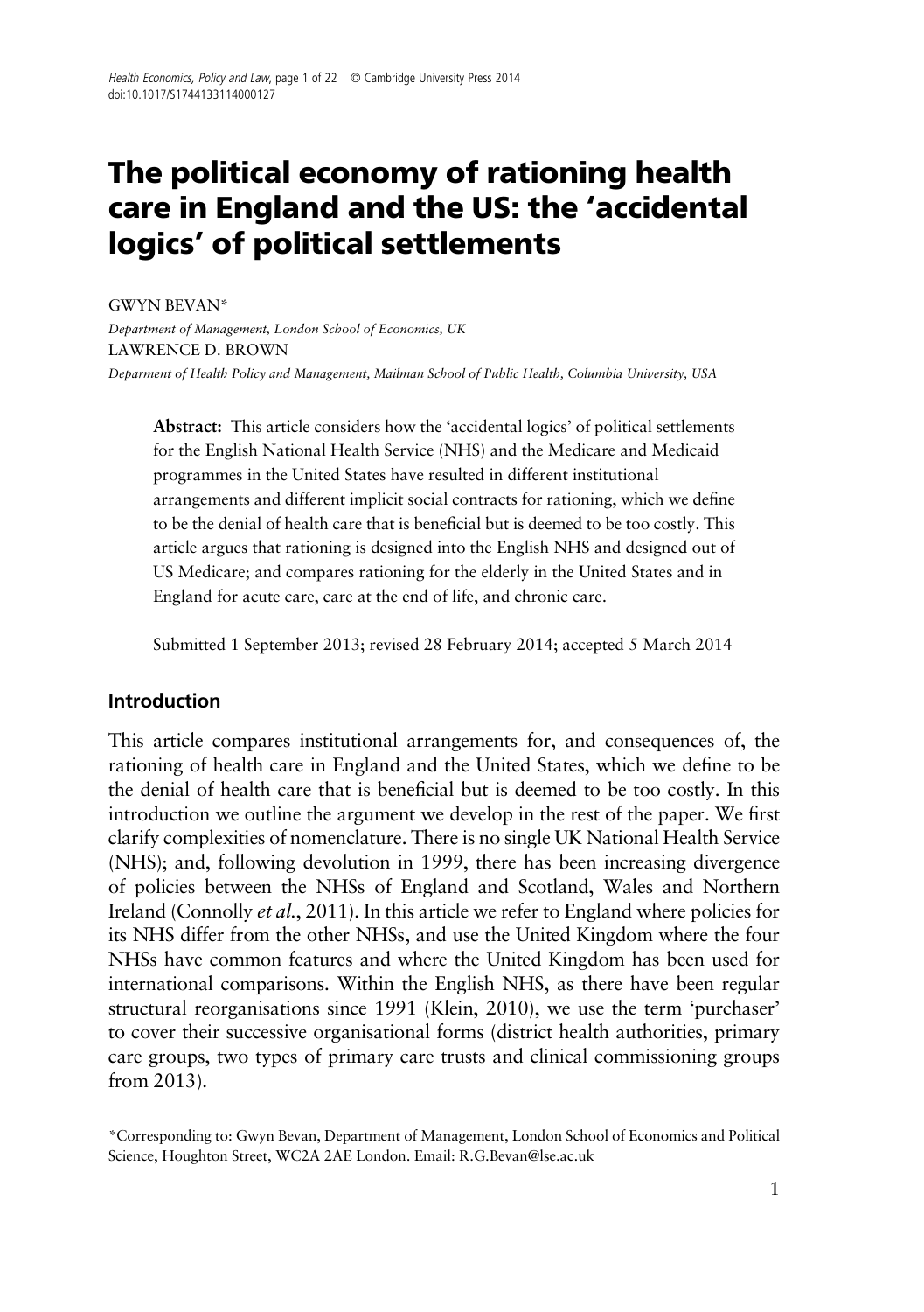# The political economy of rationing health care in England and the US: the 'accidental logics' of political settlements

GWYN BEVAN*

*Department of Management, London School of Economics, UK*

LAWRENCE D. BROWN

*Deparment of Health Policy and Management, Mailman School of Public Health, Columbia University, USA*

**Abstract:** This article considers how the 'accidental logics' of political settlements for the English National Health Service (NHS) and the Medicare and Medicaid programmes in the United States have resulted in different institutional arrangements and different implicit social contracts for rationing, which we define to be the denial of health care that is beneficial but is deemed to be too costly. This article argues that rationing is designed into the English NHS and designed out of US Medicare; and compares rationing for the elderly in the United States and in England for acute care, care at the end of life, and chronic care.

Submitted 1 September 2013; revised 28 February 2014; accepted 5 March 2014

## Introduction

This article compares institutional arrangements for, and consequences of, the rationing of health care in England and the United States, which we define to be the denial of health care that is beneficial but is deemed to be too costly. In this introduction we outline the argument we develop in the rest of the paper. We first clarify complexities of nomenclature. There is no single UK National Health Service (NHS); and, following devolution in 1999, there has been increasing divergence of policies between the NHSs of England and Scotland, Wales and Northern Ireland (Connolly *et al.*, 2011). In this article we refer to England where policies for its NHS differ from the other NHSs, and use the United Kingdom where the four NHSs have common features and where the United Kingdom has been used for international comparisons. Within the English NHS, as there have been regular structural reorganisations since 1991 (Klein, 2010), we use the term 'purchaser' to cover their successive organisational forms (district health authorities, primary care groups, two types of primary care trusts and clinical commissioning groups from 2013).

*Corresponding to: Gwyn Bevan, Department of Management, London School of Economics and Political Science, Houghton Street, WC2A 2AE London. Email: R.G.Bevan@lse.ac.uk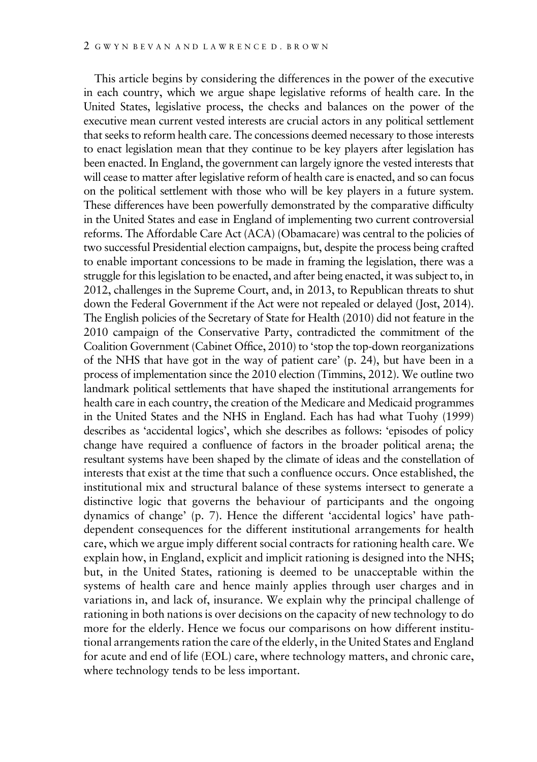This article begins by considering the differences in the power of the executive in each country, which we argue shape legislative reforms of health care. In the United States, legislative process, the checks and balances on the power of the executive mean current vested interests are crucial actors in any political settlement that seeks to reform health care. The concessions deemed necessary to those interests to enact legislation mean that they continue to be key players after legislation has been enacted. In England, the government can largely ignore the vested interests that will cease to matter after legislative reform of health care is enacted, and so can focus on the political settlement with those who will be key players in a future system. These differences have been powerfully demonstrated by the comparative difficulty in the United States and ease in England of implementing two current controversial reforms. The Affordable Care Act (ACA) (Obamacare) was central to the policies of two successful Presidential election campaigns, but, despite the process being crafted to enable important concessions to be made in framing the legislation, there was a struggle for this legislation to be enacted, and after being enacted, it was subject to, in 2012, challenges in the Supreme Court, and, in 2013, to Republican threats to shut down the Federal Government if the Act were not repealed or delayed (Jost, 2014). The English policies of the Secretary of State for Health (2010) did not feature in the 2010 campaign of the Conservative Party, contradicted the commitment of the Coalition Government (Cabinet Office, 2010) to 'stop the top-down reorganizations of the NHS that have got in the way of patient care' (p. 24), but have been in a process of implementation since the 2010 election (Timmins, 2012). We outline two landmark political settlements that have shaped the institutional arrangements for health care in each country, the creation of the Medicare and Medicaid programmes in the United States and the NHS in England. Each has had what Tuohy (1999) describes as 'accidental logics', which she describes as follows: 'episodes of policy change have required a confluence of factors in the broader political arena; the resultant systems have been shaped by the climate of ideas and the constellation of interests that exist at the time that such a confluence occurs. Once established, the institutional mix and structural balance of these systems intersect to generate a distinctive logic that governs the behaviour of participants and the ongoing dynamics of change' (p. 7). Hence the different 'accidental logics' have path-dependent consequences for the different institutional arrangements for health care, which we argue imply different social contracts for rationing health care. We explain how, in England, explicit and implicit rationing is designed into the NHS; but, in the United States, rationing is deemed to be unacceptable within the systems of health care and hence mainly applies through user charges and in variations in, and lack of, insurance. We explain why the principal challenge of rationing in both nations is over decisions on the capacity of new technology to do more for the elderly. Hence we focus our comparisons on how different institutional arrangements ration the care of the elderly, in the United States and England for acute and end of life (EOL) care, where technology matters, and chronic care, where technology tends to be less important.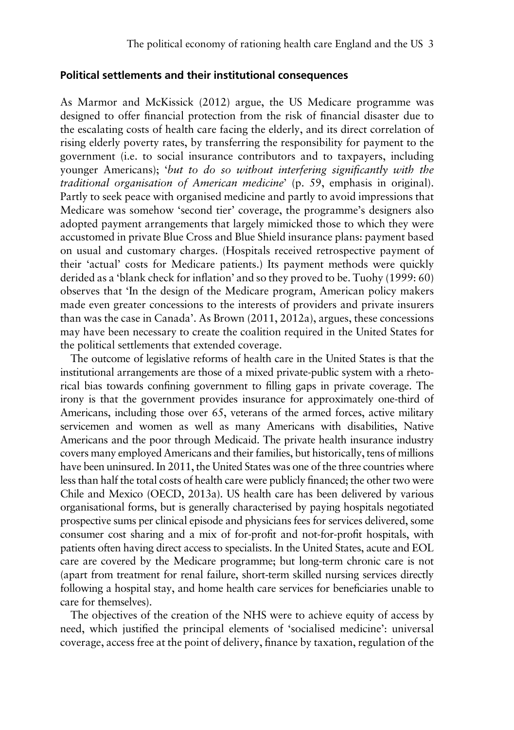## Political settlements and their institutional consequences

As Marmor and McKissick (2012) argue, the US Medicare programme was designed to offer financial protection from the risk of financial disaster due to the escalating costs of health care facing the elderly, and its direct correlation of rising elderly poverty rates, by transferring the responsibility for payment to the government (i.e. to social insurance contributors and to taxpayers, including younger Americans); '*but to do so without interfering significantly with the traditional organisation of American medicine*' (p. 59, emphasis in original). Partly to seek peace with organised medicine and partly to avoid impressions that Medicare was somehow 'second tier' coverage, the programme's designers also adopted payment arrangements that largely mimicked those to which they were accustomed in private Blue Cross and Blue Shield insurance plans: payment based on usual and customary charges. (Hospitals received retrospective payment of their 'actual' costs for Medicare patients.) Its payment methods were quickly derided as a 'blank check for inflation' and so they proved to be. Tuohy (1999: 60) observes that 'In the design of the Medicare program, American policy makers made even greater concessions to the interests of providers and private insurers than was the case in Canada'. As Brown (2011, 2012a), argues, these concessions may have been necessary to create the coalition required in the United States for the political settlements that extended coverage.

The outcome of legislative reforms of health care in the United States is that the institutional arrangements are those of a mixed private-public system with a rhetorical bias towards confining government to filling gaps in private coverage. The irony is that the government provides insurance for approximately one-third of Americans, including those over 65, veterans of the armed forces, active military servicemen and women as well as many Americans with disabilities, Native Americans and the poor through Medicaid. The private health insurance industry covers many employed Americans and their families, but historically, tens of millions have been uninsured. In 2011, the United States was one of the three countries where less than half the total costs of health care were publicly financed; the other two were Chile and Mexico (OECD, 2013a). US health care has been delivered by various organisational forms, but is generally characterised by paying hospitals negotiated prospective sums per clinical episode and physicians fees for services delivered, some consumer cost sharing and a mix of for-profit and not-for-profit hospitals, with patients often having direct access to specialists. In the United States, acute and EOL care are covered by the Medicare programme; but long-term chronic care is not (apart from treatment for renal failure, short-term skilled nursing services directly following a hospital stay, and home health care services for beneficiaries unable to care for themselves).

The objectives of the creation of the NHS were to achieve equity of access by need, which justified the principal elements of 'socialised medicine': universal coverage, access free at the point of delivery, finance by taxation, regulation of the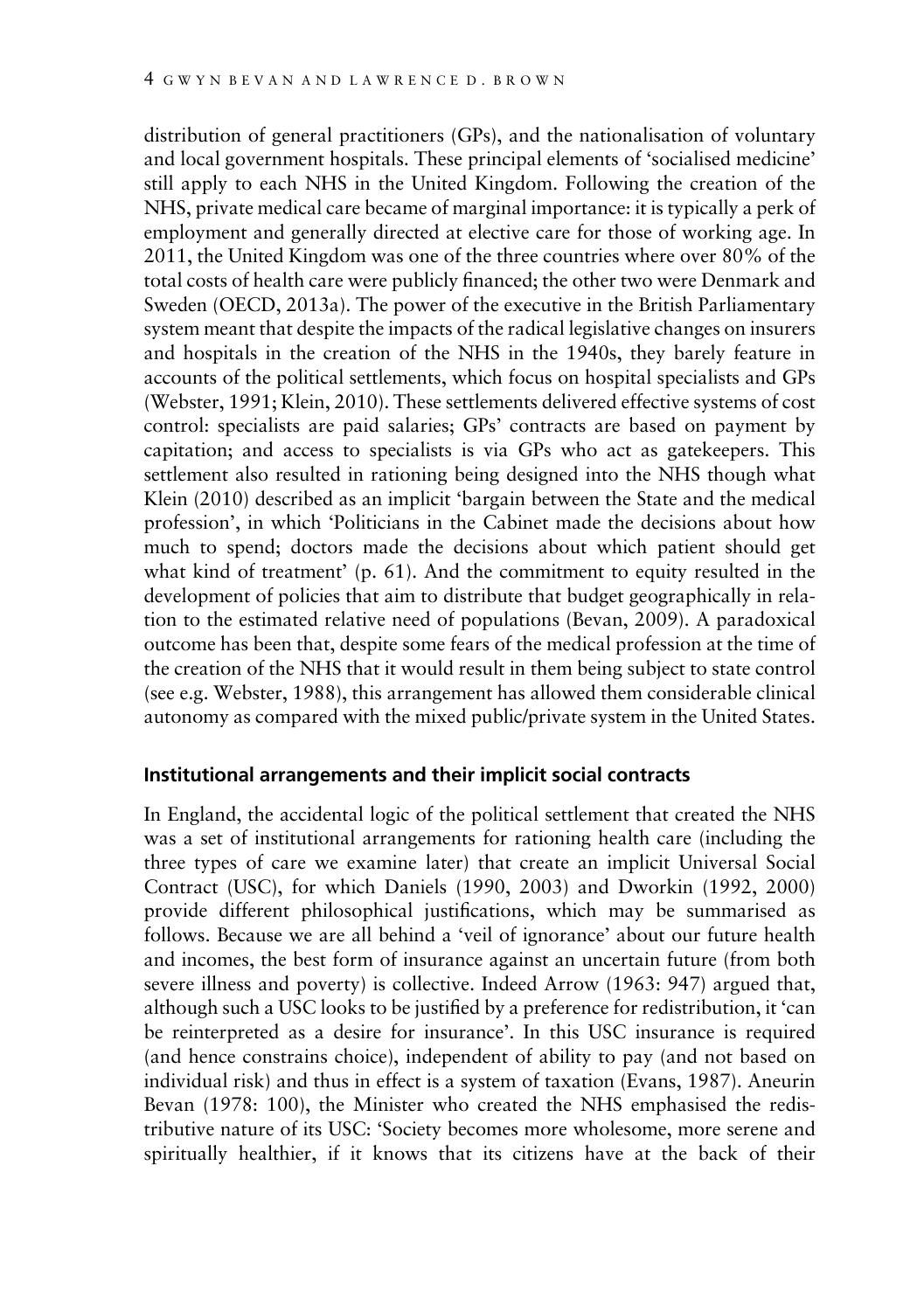distribution of general practitioners (GPs), and the nationalisation of voluntary and local government hospitals. These principal elements of 'socialised medicine' still apply to each NHS in the United Kingdom. Following the creation of the NHS, private medical care became of marginal importance: it is typically a perk of employment and generally directed at elective care for those of working age. In 2011, the United Kingdom was one of the three countries where over 80% of the total costs of health care were publicly financed; the other two were Denmark and Sweden (OECD, 2013a). The power of the executive in the British Parliamentary system meant that despite the impacts of the radical legislative changes on insurers and hospitals in the creation of the NHS in the 1940s, they barely feature in accounts of the political settlements, which focus on hospital specialists and GPs (Webster, 1991; Klein, 2010). These settlements delivered effective systems of cost control: specialists are paid salaries; GPs' contracts are based on payment by capitation; and access to specialists is via GPs who act as gatekeepers. This settlement also resulted in rationing being designed into the NHS though what Klein (2010) described as an implicit 'bargain between the State and the medical profession', in which 'Politicians in the Cabinet made the decisions about how much to spend; doctors made the decisions about which patient should get what kind of treatment' (p. 61). And the commitment to equity resulted in the development of policies that aim to distribute that budget geographically in relation to the estimated relative need of populations (Bevan, 2009). A paradoxical outcome has been that, despite some fears of the medical profession at the time of the creation of the NHS that it would result in them being subject to state control (see e.g. Webster, 1988), this arrangement has allowed them considerable clinical autonomy as compared with the mixed public/private system in the United States.

## Institutional arrangements and their implicit social contracts

In England, the accidental logic of the political settlement that created the NHS was a set of institutional arrangements for rationing health care (including the three types of care we examine later) that create an implicit Universal Social Contract (USC), for which Daniels (1990, 2003) and Dworkin (1992, 2000) provide different philosophical justifications, which may be summarised as follows. Because we are all behind a 'veil of ignorance' about our future health and incomes, the best form of insurance against an uncertain future (from both severe illness and poverty) is collective. Indeed Arrow (1963: 947) argued that, although such a USC looks to be justified by a preference for redistribution, it 'can be reinterpreted as a desire for insurance'. In this USC insurance is required (and hence constrains choice), independent of ability to pay (and not based on individual risk) and thus in effect is a system of taxation (Evans, 1987). Aneurin Bevan (1978: 100), the Minister who created the NHS emphasised the redistributive nature of its USC: 'Society becomes more wholesome, more serene and spiritually healthier, if it knows that its citizens have at the back of their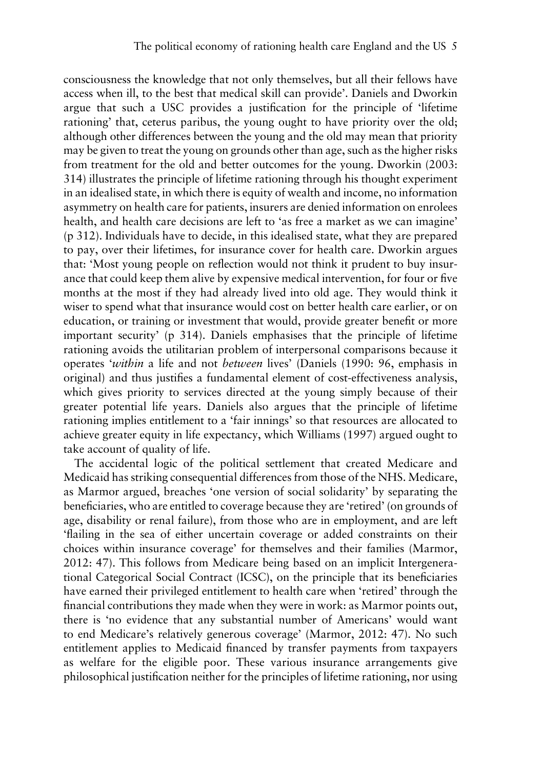consciousness the knowledge that not only themselves, but all their fellows have access when ill, to the best that medical skill can provide'. Daniels and Dworkin argue that such a USC provides a justification for the principle of 'lifetime rationing' that, ceterus paribus, the young ought to have priority over the old; although other differences between the young and the old may mean that priority may be given to treat the young on grounds other than age, such as the higher risks from treatment for the old and better outcomes for the young. Dworkin (2003: 314) illustrates the principle of lifetime rationing through his thought experiment in an idealised state, in which there is equity of wealth and income, no information asymmetry on health care for patients, insurers are denied information on enrolees health, and health care decisions are left to 'as free a market as we can imagine' (p 312). Individuals have to decide, in this idealised state, what they are prepared to pay, over their lifetimes, for insurance cover for health care. Dworkin argues that: 'Most young people on reflection would not think it prudent to buy insurance that could keep them alive by expensive medical intervention, for four or five months at the most if they had already lived into old age. They would think it wiser to spend what that insurance would cost on better health care earlier, or on education, or training or investment that would, provide greater benefit or more important security' (p 314). Daniels emphasises that the principle of lifetime rationing avoids the utilitarian problem of interpersonal comparisons because it operates '*within* a life and not *between* lives' (Daniels (1990: 96, emphasis in original) and thus justifies a fundamental element of cost-effectiveness analysis, which gives priority to services directed at the young simply because of their greater potential life years. Daniels also argues that the principle of lifetime rationing implies entitlement to a 'fair innings' so that resources are allocated to achieve greater equity in life expectancy, which Williams (1997) argued ought to take account of quality of life.

The accidental logic of the political settlement that created Medicare and Medicaid has striking consequential differences from those of the NHS. Medicare, as Marmor argued, breaches 'one version of social solidarity' by separating the beneficiaries, who are entitled to coverage because they are 'retired' (on grounds of age, disability or renal failure), from those who are in employment, and are left 'flailing in the sea of either uncertain coverage or added constraints on their choices within insurance coverage' for themselves and their families (Marmor, 2012: 47). This follows from Medicare being based on an implicit Intergenerational Categorical Social Contract (ICSC), on the principle that its beneficiaries have earned their privileged entitlement to health care when 'retired' through the financial contributions they made when they were in work: as Marmor points out, there is 'no evidence that any substantial number of Americans' would want to end Medicare's relatively generous coverage' (Marmor, 2012: 47). No such entitlement applies to Medicaid financed by transfer payments from taxpayers as welfare for the eligible poor. These various insurance arrangements give philosophical justification neither for the principles of lifetime rationing, nor using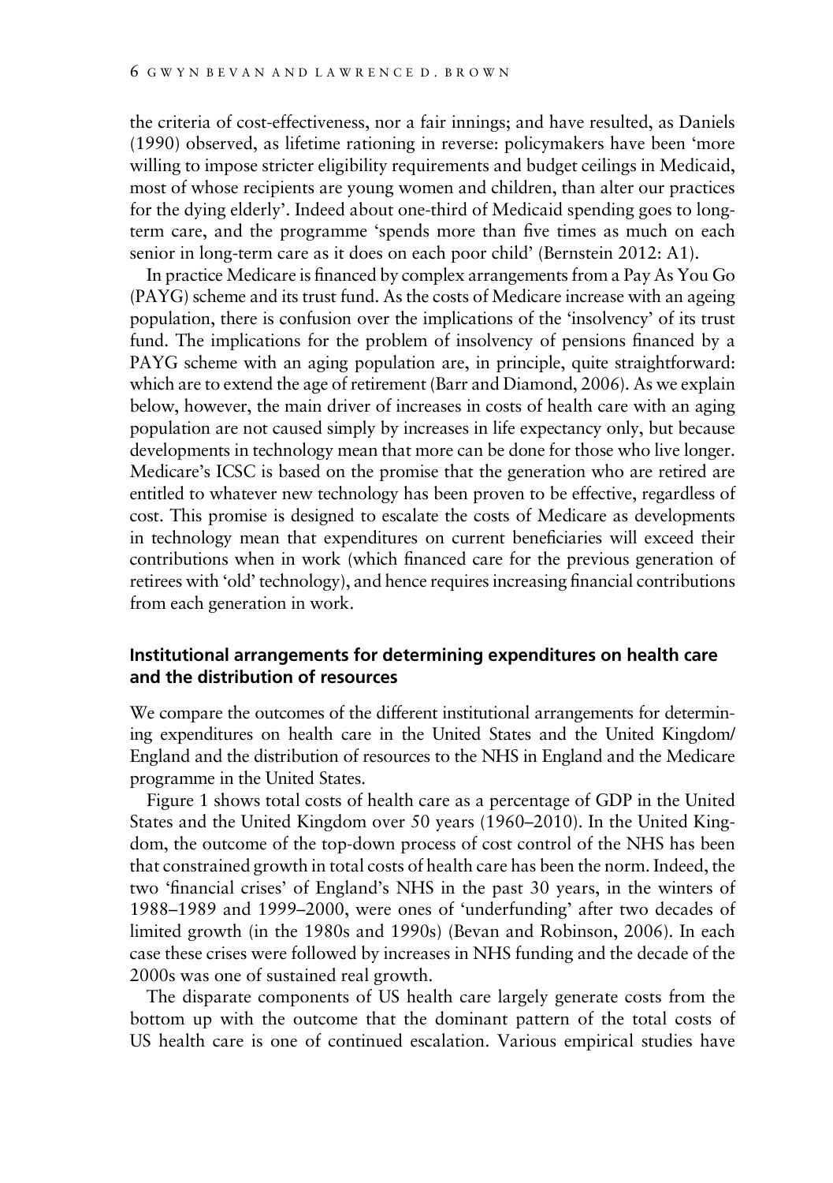the criteria of cost-effectiveness, nor a fair innings; and have resulted, as Daniels (1990) observed, as lifetime rationing in reverse: policymakers have been 'more willing to impose stricter eligibility requirements and budget ceilings in Medicaid, most of whose recipients are young women and children, than alter our practices for the dying elderly'. Indeed about one-third of Medicaid spending goes to long-term care, and the programme 'spends more than five times as much on each senior in long-term care as it does on each poor child' (Bernstein 2012: A1).

In practice Medicare is financed by complex arrangements from a Pay As You Go (PAYG) scheme and its trust fund. As the costs of Medicare increase with an ageing population, there is confusion over the implications of the 'insolvency' of its trust fund. The implications for the problem of insolvency of pensions financed by a PAYG scheme with an aging population are, in principle, quite straightforward: which are to extend the age of retirement (Barr and Diamond, 2006). As we explain below, however, the main driver of increases in costs of health care with an aging population are not caused simply by increases in life expectancy only, but because developments in technology mean that more can be done for those who live longer. Medicare's ICSC is based on the promise that the generation who are retired are entitled to whatever new technology has been proven to be effective, regardless of cost. This promise is designed to escalate the costs of Medicare as developments in technology mean that expenditures on current beneficiaries will exceed their contributions when in work (which financed care for the previous generation of retirees with 'old' technology), and hence requires increasing financial contributions from each generation in work.

## Institutional arrangements for determining expenditures on health care and the distribution of resources

We compare the outcomes of the different institutional arrangements for determining expenditures on health care in the United States and the United Kingdom/England and the distribution of resources to the NHS in England and the Medicare programme in the United States.

Figure 1 shows total costs of health care as a percentage of GDP in the United States and the United Kingdom over 50 years (1960–2010). In the United Kingdom, the outcome of the top-down process of cost control of the NHS has been that constrained growth in total costs of health care has been the norm. Indeed, the two 'financial crises' of England's NHS in the past 30 years, in the winters of 1988–1989 and 1999–2000, were ones of 'underfunding' after two decades of limited growth (in the 1980s and 1990s) (Bevan and Robinson, 2006). In each case these crises were followed by increases in NHS funding and the decade of the 2000s was one of sustained real growth.

The disparate components of US health care largely generate costs from the bottom up with the outcome that the dominant pattern of the total costs of US health care is one of continued escalation. Various empirical studies have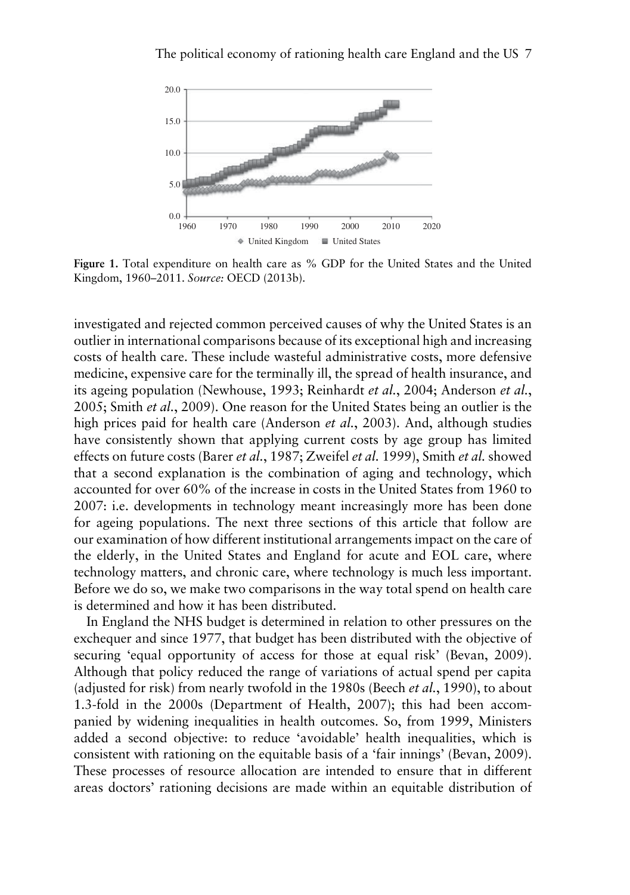Figure 1. Total expenditure on health care as % GDP for the United States and the United Kingdom, 1960–2011. *Source:* OECD (2013b).

investigated and rejected common perceived causes of why the United States is an outlier in international comparisons because of its exceptional high and increasing costs of health care. These include wasteful administrative costs, more defensive medicine, expensive care for the terminally ill, the spread of health insurance, and its ageing population (Newhouse, 1993; Reinhardt *et al.*, 2004; Anderson *et al.*, 2005; Smith *et al.*, 2009). One reason for the United States being an outlier is the high prices paid for health care (Anderson *et al.*, 2003). And, although studies have consistently shown that applying current costs by age group has limited effects on future costs (Barer *et al.*, 1987; Zweifel *et al.* 1999), Smith *et al.* showed that a second explanation is the combination of aging and technology, which accounted for over 60% of the increase in costs in the United States from 1960 to 2007: i.e. developments in technology meant increasingly more has been done for ageing populations. The next three sections of this article that follow are our examination of how different institutional arrangements impact on the care of the elderly, in the United States and England for acute and EOL care, where technology matters, and chronic care, where technology is much less important. Before we do so, we make two comparisons in the way total spend on health care is determined and how it has been distributed.

In England the NHS budget is determined in relation to other pressures on the exchequer and since 1977, that budget has been distributed with the objective of securing 'equal opportunity of access for those at equal risk' (Bevan, 2009). Although that policy reduced the range of variations of actual spend per capita (adjusted for risk) from nearly twofold in the 1980s (Beech *et al.*, 1990), to about 1.3-fold in the 2000s (Department of Health, 2007); this had been accompanied by widening inequalities in health outcomes. So, from 1999, Ministers added a second objective: to reduce 'avoidable' health inequalities, which is consistent with rationing on the equitable basis of a 'fair innings' (Bevan, 2009). These processes of resource allocation are intended to ensure that in different areas doctors' rationing decisions are made within an equitable distribution of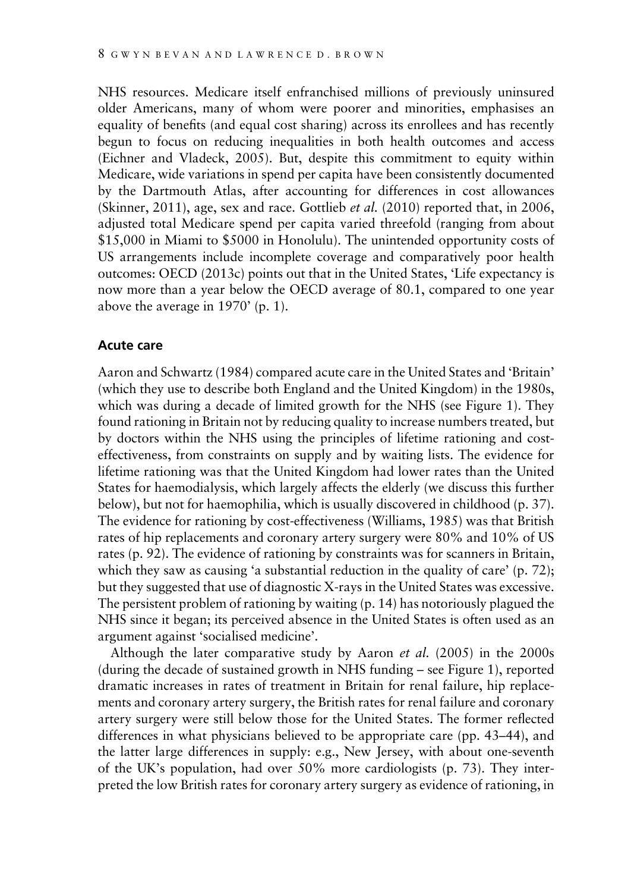NHS resources. Medicare itself enfranchised millions of previously uninsured older Americans, many of whom were poorer and minorities, emphasises an equality of benefits (and equal cost sharing) across its enrollees and has recently begun to focus on reducing inequalities in both health outcomes and access (Eichner and Vladeck, 2005). But, despite this commitment to equity within Medicare, wide variations in spend per capita have been consistently documented by the Dartmouth Atlas, after accounting for differences in cost allowances (Skinner, 2011), age, sex and race. Gottlieb *et al.* (2010) reported that, in 2006, adjusted total Medicare spend per capita varied threefold (ranging from about \$15,000 in Miami to \$5000 in Honolulu). The unintended opportunity costs of US arrangements include incomplete coverage and comparatively poor health outcomes: OECD (2013c) points out that in the United States, 'Life expectancy is now more than a year below the OECD average of 80.1, compared to one year above the average in 1970' (p. 1).

## Acute care

Aaron and Schwartz (1984) compared acute care in the United States and 'Britain' (which they use to describe both England and the United Kingdom) in the 1980s, which was during a decade of limited growth for the NHS (see Figure 1). They found rationing in Britain not by reducing quality to increase numbers treated, but by doctors within the NHS using the principles of lifetime rationing and cost-effectiveness, from constraints on supply and by waiting lists. The evidence for lifetime rationing was that the United Kingdom had lower rates than the United States for haemodialysis, which largely affects the elderly (we discuss this further below), but not for haemophilia, which is usually discovered in childhood (p. 37). The evidence for rationing by cost-effectiveness (Williams, 1985) was that British rates of hip replacements and coronary artery surgery were 80% and 10% of US rates (p. 92). The evidence of rationing by constraints was for scanners in Britain, which they saw as causing 'a substantial reduction in the quality of care' (p. 72); but they suggested that use of diagnostic X-rays in the United States was excessive. The persistent problem of rationing by waiting (p. 14) has notoriously plagued the NHS since it began; its perceived absence in the United States is often used as an argument against 'socialised medicine'.

Although the later comparative study by Aaron *et al.* (2005) in the 2000s (during the decade of sustained growth in NHS funding – see Figure 1), reported dramatic increases in rates of treatment in Britain for renal failure, hip replacements and coronary artery surgery, the British rates for renal failure and coronary artery surgery were still below those for the United States. The former reflected differences in what physicians believed to be appropriate care (pp. 43–44), and the latter large differences in supply: e.g., New Jersey, with about one-seventh of the UK's population, had over 50% more cardiologists (p. 73). They interpreted the low British rates for coronary artery surgery as evidence of rationing, in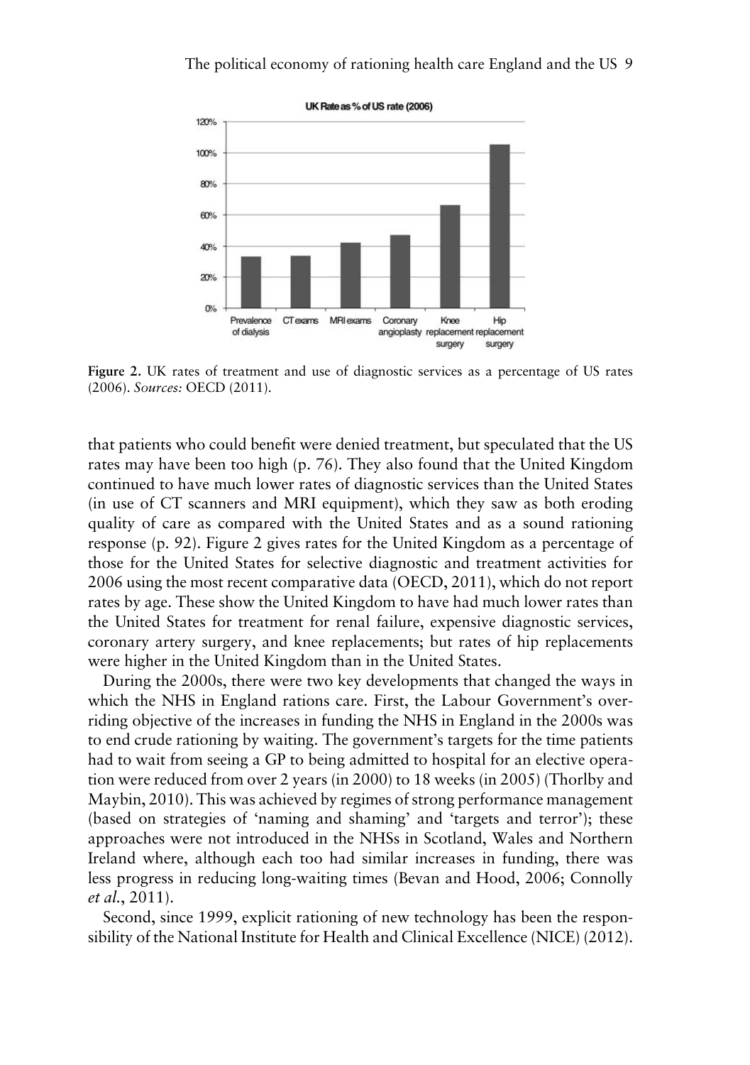Figure 2. UK rates of treatment and use of diagnostic services as a percentage of US rates (2006). *Sources:* OECD (2011).

that patients who could benefit were denied treatment, but speculated that the US rates may have been too high (p. 76). They also found that the United Kingdom continued to have much lower rates of diagnostic services than the United States (in use of CT scanners and MRI equipment), which they saw as both eroding quality of care as compared with the United States and as a sound rationing response (p. 92). Figure 2 gives rates for the United Kingdom as a percentage of those for the United States for selective diagnostic and treatment activities for 2006 using the most recent comparative data (OECD, 2011), which do not report rates by age. These show the United Kingdom to have had much lower rates than the United States for treatment for renal failure, expensive diagnostic services, coronary artery surgery, and knee replacements; but rates of hip replacements were higher in the United Kingdom than in the United States.

During the 2000s, there were two key developments that changed the ways in which the NHS in England rations care. First, the Labour Government's overriding objective of the increases in funding the NHS in England in the 2000s was to end crude rationing by waiting. The government's targets for the time patients had to wait from seeing a GP to being admitted to hospital for an elective operation were reduced from over 2 years (in 2000) to 18 weeks (in 2005) (Thorlby and Maybin, 2010). This was achieved by regimes of strong performance management (based on strategies of 'naming and shaming' and 'targets and terror'); these approaches were not introduced in the NHSs in Scotland, Wales and Northern Ireland where, although each too had similar increases in funding, there was less progress in reducing long-waiting times (Bevan and Hood, 2006; Connolly *et al.*, 2011).

Second, since 1999, explicit rationing of new technology has been the responsibility of the National Institute for Health and Clinical Excellence (NICE) (2012).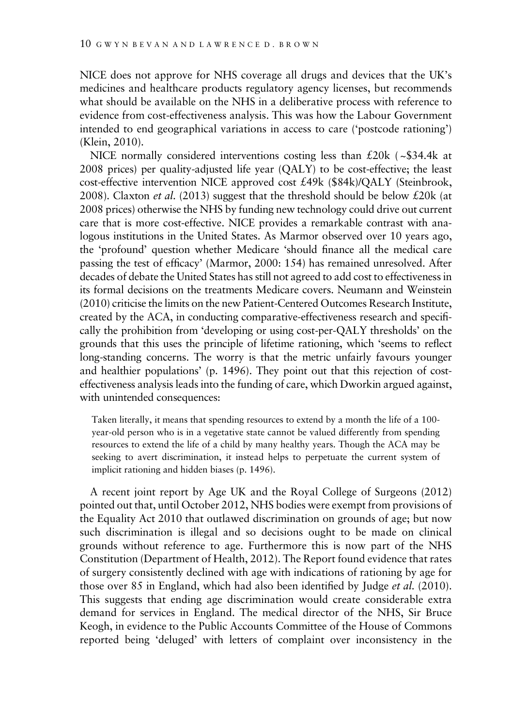NICE does not approve for NHS coverage all drugs and devices that the UK's medicines and healthcare products regulatory agency licenses, but recommends what should be available on the NHS in a deliberative process with reference to evidence from cost-effectiveness analysis. This was how the Labour Government intended to end geographical variations in access to care ('postcode rationing') (Klein, 2010).

NICE normally considered interventions costing less than £20k (~$34.4k at 2008 prices) per quality-adjusted life year (QALY) to be cost-effective; the least cost-effective intervention NICE approved cost £49k ($84k)/QALY (Steinbrook, 2008). Claxton *et al.* (2013) suggest that the threshold should be below £20k (at 2008 prices) otherwise the NHS by funding new technology could drive out current care that is more cost-effective. NICE provides a remarkable contrast with analogous institutions in the United States. As Marmor observed over 10 years ago, the 'profound' question whether Medicare 'should finance all the medical care passing the test of efficacy' (Marmor, 2000: 154) has remained unresolved. After decades of debate the United States has still not agreed to add cost to effectiveness in its formal decisions on the treatments Medicare covers. Neumann and Weinstein (2010) criticise the limits on the new Patient-Centered Outcomes Research Institute, created by the ACA, in conducting comparative-effectiveness research and specifically the prohibition from 'developing or using cost-per-QALY thresholds' on the grounds that this uses the principle of lifetime rationing, which 'seems to reflect long-standing concerns. The worry is that the metric unfairly favours younger and healthier populations' (p. 1496). They point out that this rejection of cost-effectiveness analysis leads into the funding of care, which Dworkin argued against, with unintended consequences:

> Taken literally, it means that spending resources to extend by a month the life of a 100-year-old person who is in a vegetative state cannot be valued differently from spending resources to extend the life of a child by many healthy years. Though the ACA may be seeking to avert discrimination, it instead helps to perpetuate the current system of implicit rationing and hidden biases (p. 1496).

A recent joint report by Age UK and the Royal College of Surgeons (2012) pointed out that, until October 2012, NHS bodies were exempt from provisions of the Equality Act 2010 that outlawed discrimination on grounds of age; but now such discrimination is illegal and so decisions ought to be made on clinical grounds without reference to age. Furthermore this is now part of the NHS Constitution (Department of Health, 2012). The Report found evidence that rates of surgery consistently declined with age with indications of rationing by age for those over 85 in England, which had also been identified by Judge *et al.* (2010). This suggests that ending age discrimination would create considerable extra demand for services in England. The medical director of the NHS, Sir Bruce Keogh, in evidence to the Public Accounts Committee of the House of Commons reported being 'deluged' with letters of complaint over inconsistency in the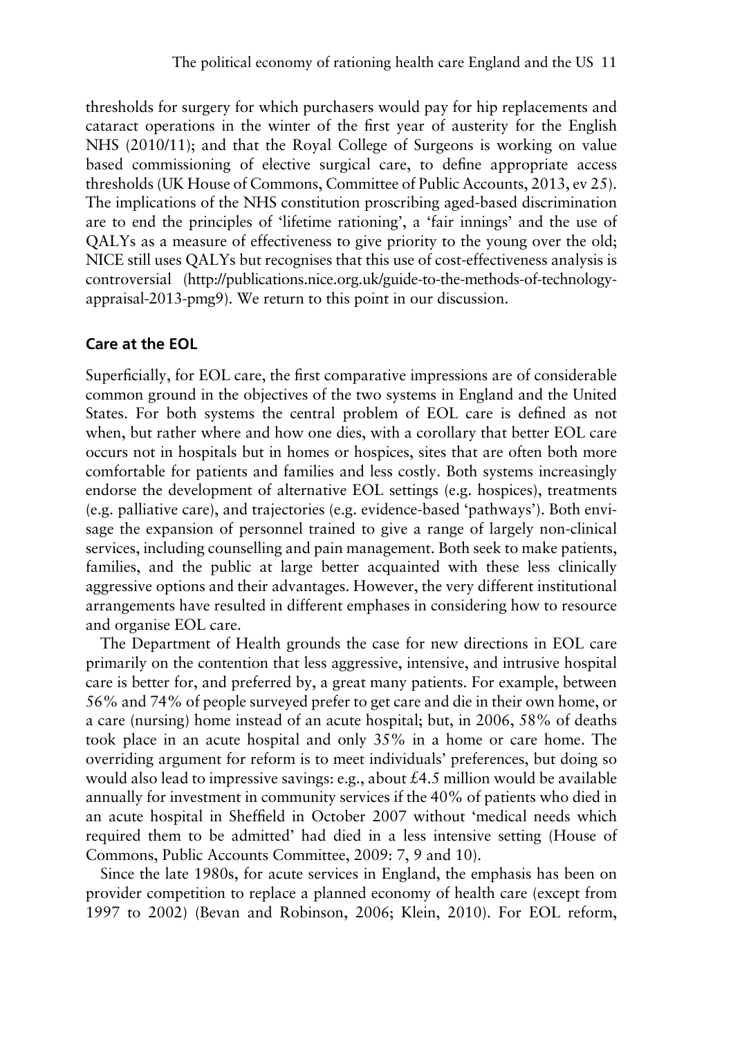thresholds for surgery for which purchasers would pay for hip replacements and cataract operations in the winter of the first year of austerity for the English NHS (2010/11); and that the Royal College of Surgeons is working on value based commissioning of elective surgical care, to define appropriate access thresholds (UK House of Commons, Committee of Public Accounts, 2013, ev 25). The implications of the NHS constitution proscribing aged-based discrimination are to end the principles of 'lifetime rationing', a 'fair innings' and the use of QALYs as a measure of effectiveness to give priority to the young over the old; NICE still uses QALYs but recognises that this use of cost-effectiveness analysis is controversial (http://publications.nice.org.uk/guide-to-the-methods-of-technology-appraisal-2013-pmg9). We return to this point in our discussion.

## Care at the EOL

Superficially, for EOL care, the first comparative impressions are of considerable common ground in the objectives of the two systems in England and the United States. For both systems the central problem of EOL care is defined as not when, but rather where and how one dies, with a corollary that better EOL care occurs not in hospitals but in homes or hospices, sites that are often both more comfortable for patients and families and less costly. Both systems increasingly endorse the development of alternative EOL settings (e.g. hospices), treatments (e.g. palliative care), and trajectories (e.g. evidence-based 'pathways'). Both envisage the expansion of personnel trained to give a range of largely non-clinical services, including counselling and pain management. Both seek to make patients, families, and the public at large better acquainted with these less clinically aggressive options and their advantages. However, the very different institutional arrangements have resulted in different emphases in considering how to resource and organise EOL care.

The Department of Health grounds the case for new directions in EOL care primarily on the contention that less aggressive, intensive, and intrusive hospital care is better for, and preferred by, a great many patients. For example, between 56% and 74% of people surveyed prefer to get care and die in their own home, or a care (nursing) home instead of an acute hospital; but, in 2006, 58% of deaths took place in an acute hospital and only 35% in a home or care home. The overriding argument for reform is to meet individuals' preferences, but doing so would also lead to impressive savings: e.g., about £4.5 million would be available annually for investment in community services if the 40% of patients who died in an acute hospital in Sheffield in October 2007 without 'medical needs which required them to be admitted' had died in a less intensive setting (House of Commons, Public Accounts Committee, 2009: 7, 9 and 10).

Since the late 1980s, for acute services in England, the emphasis has been on provider competition to replace a planned economy of health care (except from 1997 to 2002) (Bevan and Robinson, 2006; Klein, 2010). For EOL reform,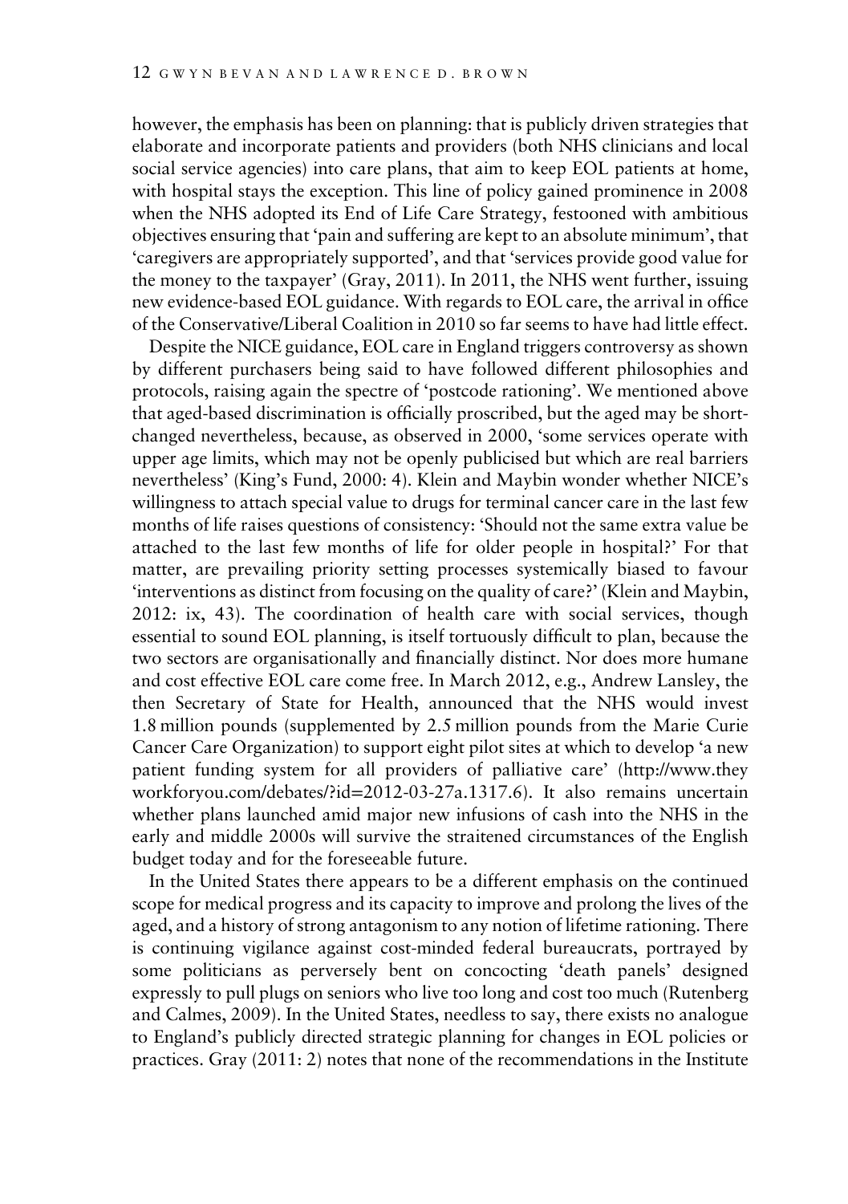however, the emphasis has been on planning: that is publicly driven strategies that elaborate and incorporate patients and providers (both NHS clinicians and local social service agencies) into care plans, that aim to keep EOL patients at home, with hospital stays the exception. This line of policy gained prominence in 2008 when the NHS adopted its End of Life Care Strategy, festooned with ambitious objectives ensuring that 'pain and suffering are kept to an absolute minimum', that 'caregivers are appropriately supported', and that 'services provide good value for the money to the taxpayer' (Gray, 2011). In 2011, the NHS went further, issuing new evidence-based EOL guidance. With regards to EOL care, the arrival in office of the Conservative/Liberal Coalition in 2010 so far seems to have had little effect.

Despite the NICE guidance, EOL care in England triggers controversy as shown by different purchasers being said to have followed different philosophies and protocols, raising again the spectre of 'postcode rationing'. We mentioned above that aged-based discrimination is officially proscribed, but the aged may be short-changed nevertheless, because, as observed in 2000, 'some services operate with upper age limits, which may not be openly publicised but which are real barriers nevertheless' (King's Fund, 2000: 4). Klein and Maybin wonder whether NICE's willingness to attach special value to drugs for terminal cancer care in the last few months of life raises questions of consistency: 'Should not the same extra value be attached to the last few months of life for older people in hospital?' For that matter, are prevailing priority setting processes systemically biased to favour 'interventions as distinct from focusing on the quality of care?' (Klein and Maybin, 2012: ix, 43). The coordination of health care with social services, though essential to sound EOL planning, is itself tortuously difficult to plan, because the two sectors are organisationally and financially distinct. Nor does more humane and cost effective EOL care come free. In March 2012, e.g., Andrew Lansley, the then Secretary of State for Health, announced that the NHS would invest 1.8 million pounds (supplemented by 2.5 million pounds from the Marie Curie Cancer Care Organization) to support eight pilot sites at which to develop 'a new patient funding system for all providers of palliative care' (http://www.theyworkforyou.com/debates/?id=2012-03-27a.1317.6). It also remains uncertain whether plans launched amid major new infusions of cash into the NHS in the early and middle 2000s will survive the straitened circumstances of the English budget today and for the foreseeable future.

In the United States there appears to be a different emphasis on the continued scope for medical progress and its capacity to improve and prolong the lives of the aged, and a history of strong antagonism to any notion of lifetime rationing. There is continuing vigilance against cost-minded federal bureaucrats, portrayed by some politicians as perversely bent on concocting 'death panels' designed expressly to pull plugs on seniors who live too long and cost too much (Rutenberg and Calmes, 2009). In the United States, needless to say, there exists no analogue to England's publicly directed strategic planning for changes in EOL policies or practices. Gray (2011: 2) notes that none of the recommendations in the Institute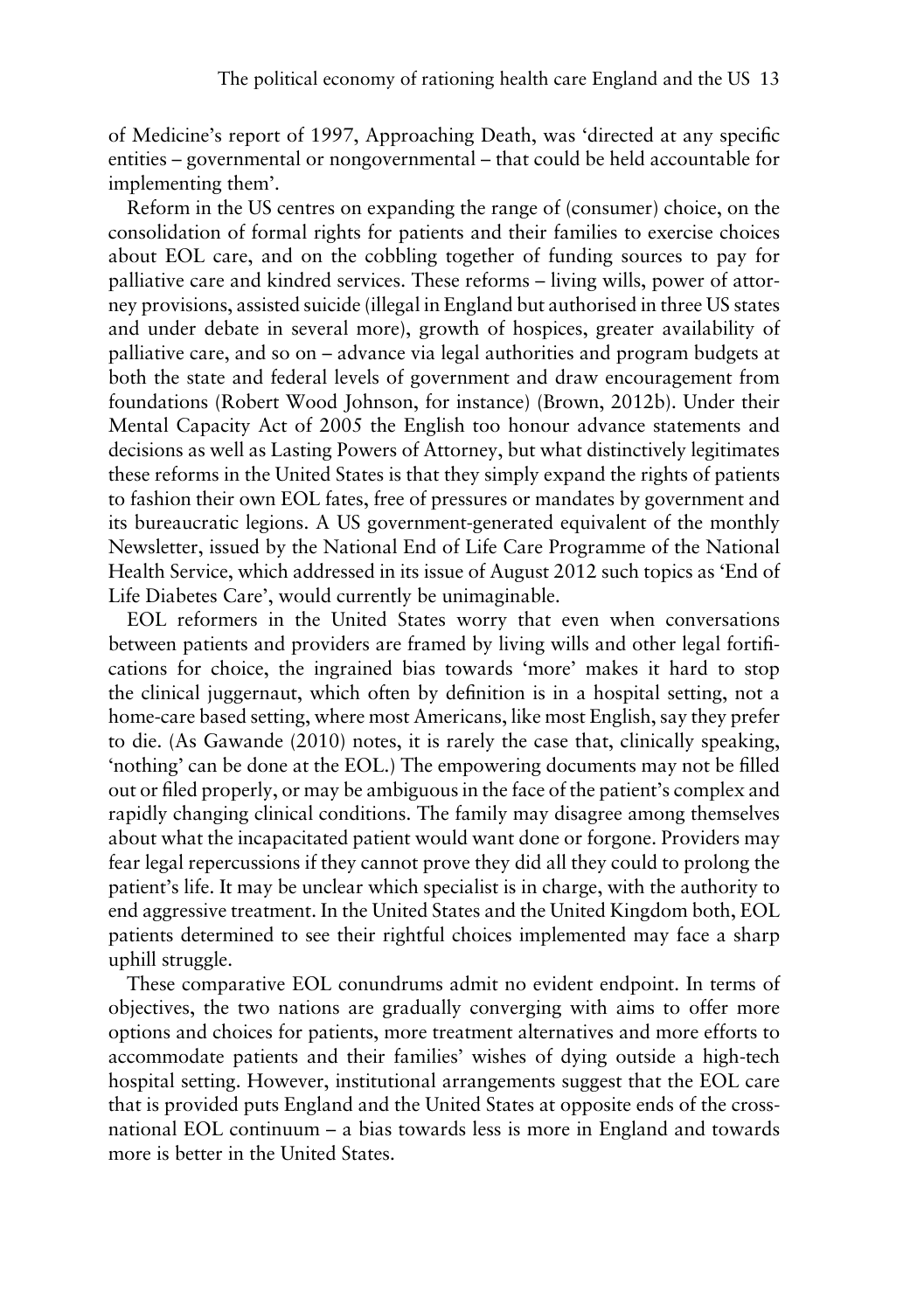of Medicine's report of 1997, Approaching Death, was 'directed at any specific entities – governmental or nongovernmental – that could be held accountable for implementing them'.

Reform in the US centres on expanding the range of (consumer) choice, on the consolidation of formal rights for patients and their families to exercise choices about EOL care, and on the cobbling together of funding sources to pay for palliative care and kindred services. These reforms – living wills, power of attorney provisions, assisted suicide (illegal in England but authorised in three US states and under debate in several more), growth of hospices, greater availability of palliative care, and so on – advance via legal authorities and program budgets at both the state and federal levels of government and draw encouragement from foundations (Robert Wood Johnson, for instance) (Brown, 2012b). Under their Mental Capacity Act of 2005 the English too honour advance statements and decisions as well as Lasting Powers of Attorney, but what distinctively legitimates these reforms in the United States is that they simply expand the rights of patients to fashion their own EOL fates, free of pressures or mandates by government and its bureaucratic legions. A US government-generated equivalent of the monthly Newsletter, issued by the National End of Life Care Programme of the National Health Service, which addressed in its issue of August 2012 such topics as 'End of Life Diabetes Care', would currently be unimaginable.

EOL reformers in the United States worry that even when conversations between patients and providers are framed by living wills and other legal fortifications for choice, the ingrained bias towards 'more' makes it hard to stop the clinical juggernaut, which often by definition is in a hospital setting, not a home-care based setting, where most Americans, like most English, say they prefer to die. (As Gawande (2010) notes, it is rarely the case that, clinically speaking, 'nothing' can be done at the EOL.) The empowering documents may not be filled out or filed properly, or may be ambiguous in the face of the patient's complex and rapidly changing clinical conditions. The family may disagree among themselves about what the incapacitated patient would want done or forgone. Providers may fear legal repercussions if they cannot prove they did all they could to prolong the patient's life. It may be unclear which specialist is in charge, with the authority to end aggressive treatment. In the United States and the United Kingdom both, EOL patients determined to see their rightful choices implemented may face a sharp uphill struggle.

These comparative EOL conundrums admit no evident endpoint. In terms of objectives, the two nations are gradually converging with aims to offer more options and choices for patients, more treatment alternatives and more efforts to accommodate patients and their families' wishes of dying outside a high-tech hospital setting. However, institutional arrangements suggest that the EOL care that is provided puts England and the United States at opposite ends of the cross-national EOL continuum – a bias towards less is more in England and towards more is better in the United States.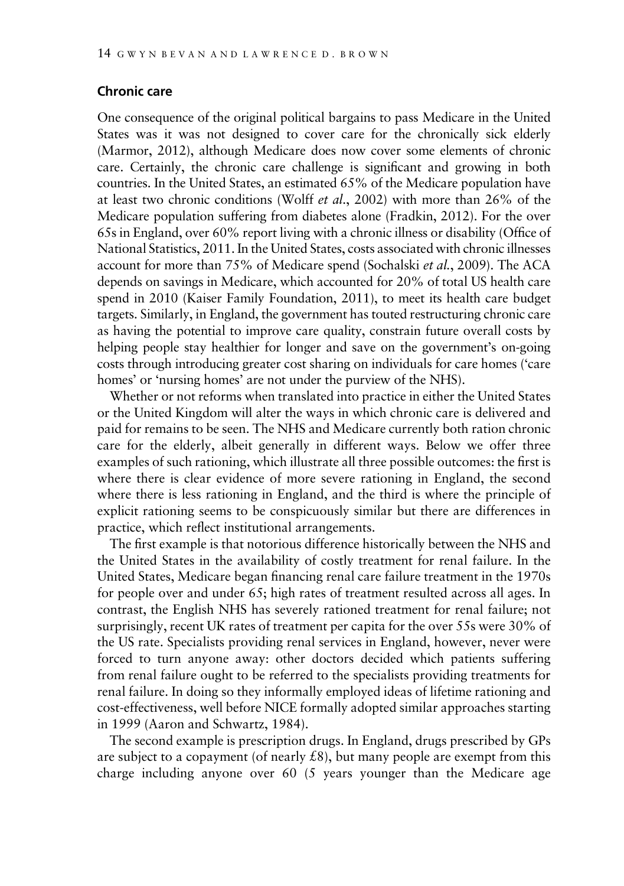## Chronic care

One consequence of the original political bargains to pass Medicare in the United States was it was not designed to cover care for the chronically sick elderly (Marmor, 2012), although Medicare does now cover some elements of chronic care. Certainly, the chronic care challenge is significant and growing in both countries. In the United States, an estimated 65% of the Medicare population have at least two chronic conditions (Wolff *et al.*, 2002) with more than 26% of the Medicare population suffering from diabetes alone (Fradkin, 2012). For the over 65s in England, over 60% report living with a chronic illness or disability (Office of National Statistics, 2011. In the United States, costs associated with chronic illnesses account for more than 75% of Medicare spend (Sochalski *et al.*, 2009). The ACA depends on savings in Medicare, which accounted for 20% of total US health care spend in 2010 (Kaiser Family Foundation, 2011), to meet its health care budget targets. Similarly, in England, the government has touted restructuring chronic care as having the potential to improve care quality, constrain future overall costs by helping people stay healthier for longer and save on the government's on-going costs through introducing greater cost sharing on individuals for care homes ('care homes' or 'nursing homes' are not under the purview of the NHS).

Whether or not reforms when translated into practice in either the United States or the United Kingdom will alter the ways in which chronic care is delivered and paid for remains to be seen. The NHS and Medicare currently both ration chronic care for the elderly, albeit generally in different ways. Below we offer three examples of such rationing, which illustrate all three possible outcomes: the first is where there is clear evidence of more severe rationing in England, the second where there is less rationing in England, and the third is where the principle of explicit rationing seems to be conspicuously similar but there are differences in practice, which reflect institutional arrangements.

The first example is that notorious difference historically between the NHS and the United States in the availability of costly treatment for renal failure. In the United States, Medicare began financing renal care failure treatment in the 1970s for people over and under 65; high rates of treatment resulted across all ages. In contrast, the English NHS has severely rationed treatment for renal failure; not surprisingly, recent UK rates of treatment per capita for the over 55s were 30% of the US rate. Specialists providing renal services in England, however, never were forced to turn anyone away: other doctors decided which patients suffering from renal failure ought to be referred to the specialists providing treatments for renal failure. In doing so they informally employed ideas of lifetime rationing and cost-effectiveness, well before NICE formally adopted similar approaches starting in 1999 (Aaron and Schwartz, 1984).

The second example is prescription drugs. In England, drugs prescribed by GPs are subject to a copayment (of nearly £8), but many people are exempt from this charge including anyone over 60 (5 years younger than the Medicare age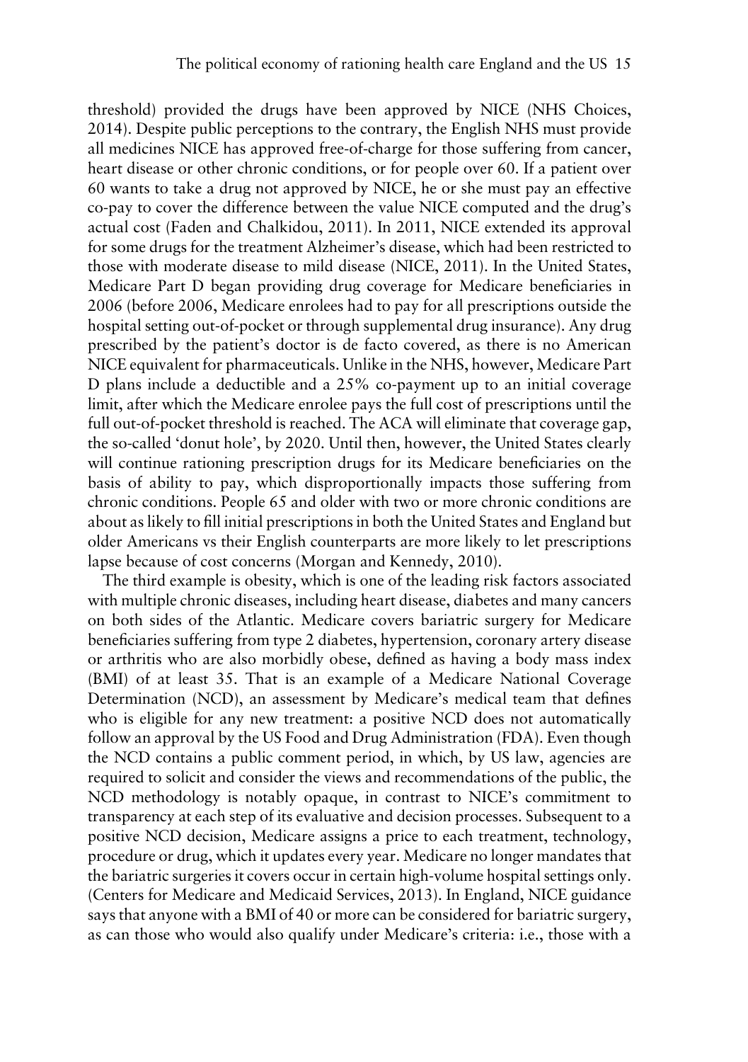threshold) provided the drugs have been approved by NICE (NHS Choices, 2014). Despite public perceptions to the contrary, the English NHS must provide all medicines NICE has approved free-of-charge for those suffering from cancer, heart disease or other chronic conditions, or for people over 60. If a patient over 60 wants to take a drug not approved by NICE, he or she must pay an effective co-pay to cover the difference between the value NICE computed and the drug's actual cost (Faden and Chalkidou, 2011). In 2011, NICE extended its approval for some drugs for the treatment Alzheimer's disease, which had been restricted to those with moderate disease to mild disease (NICE, 2011). In the United States, Medicare Part D began providing drug coverage for Medicare beneficiaries in 2006 (before 2006, Medicare enrolees had to pay for all prescriptions outside the hospital setting out-of-pocket or through supplemental drug insurance). Any drug prescribed by the patient's doctor is de facto covered, as there is no American NICE equivalent for pharmaceuticals. Unlike in the NHS, however, Medicare Part D plans include a deductible and a 25% co-payment up to an initial coverage limit, after which the Medicare enrolee pays the full cost of prescriptions until the full out-of-pocket threshold is reached. The ACA will eliminate that coverage gap, the so-called 'donut hole', by 2020. Until then, however, the United States clearly will continue rationing prescription drugs for its Medicare beneficiaries on the basis of ability to pay, which disproportionally impacts those suffering from chronic conditions. People 65 and older with two or more chronic conditions are about as likely to fill initial prescriptions in both the United States and England but older Americans vs their English counterparts are more likely to let prescriptions lapse because of cost concerns (Morgan and Kennedy, 2010).

The third example is obesity, which is one of the leading risk factors associated with multiple chronic diseases, including heart disease, diabetes and many cancers on both sides of the Atlantic. Medicare covers bariatric surgery for Medicare beneficiaries suffering from type 2 diabetes, hypertension, coronary artery disease or arthritis who are also morbidly obese, defined as having a body mass index (BMI) of at least 35. That is an example of a Medicare National Coverage Determination (NCD), an assessment by Medicare's medical team that defines who is eligible for any new treatment: a positive NCD does not automatically follow an approval by the US Food and Drug Administration (FDA). Even though the NCD contains a public comment period, in which, by US law, agencies are required to solicit and consider the views and recommendations of the public, the NCD methodology is notably opaque, in contrast to NICE's commitment to transparency at each step of its evaluative and decision processes. Subsequent to a positive NCD decision, Medicare assigns a price to each treatment, technology, procedure or drug, which it updates every year. Medicare no longer mandates that the bariatric surgeries it covers occur in certain high-volume hospital settings only. (Centers for Medicare and Medicaid Services, 2013). In England, NICE guidance says that anyone with a BMI of 40 or more can be considered for bariatric surgery, as can those who would also qualify under Medicare's criteria: i.e., those with a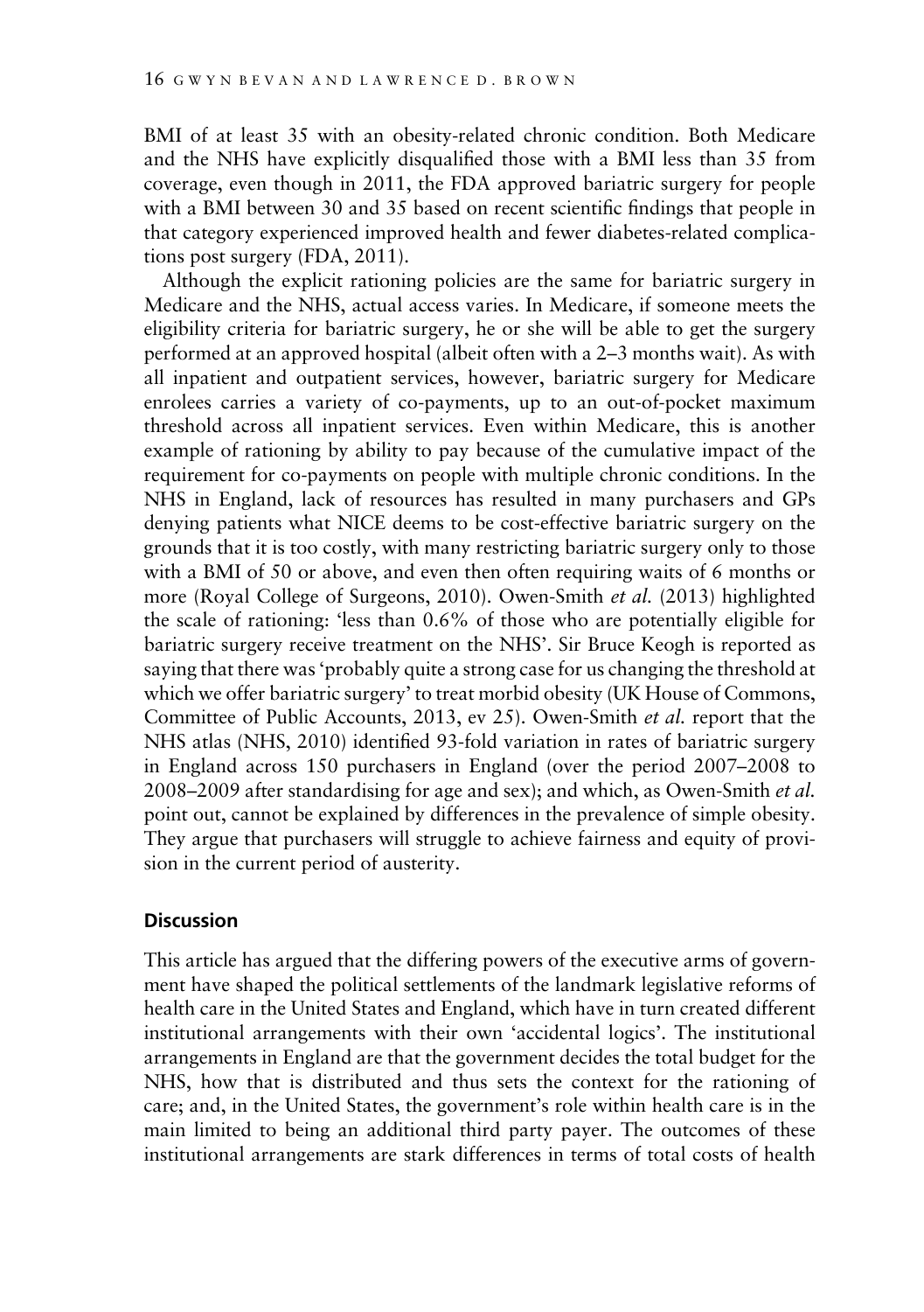BMI of at least 35 with an obesity-related chronic condition. Both Medicare and the NHS have explicitly disqualified those with a BMI less than 35 from coverage, even though in 2011, the FDA approved bariatric surgery for people with a BMI between 30 and 35 based on recent scientific findings that people in that category experienced improved health and fewer diabetes-related complications post surgery (FDA, 2011).

Although the explicit rationing policies are the same for bariatric surgery in Medicare and the NHS, actual access varies. In Medicare, if someone meets the eligibility criteria for bariatric surgery, he or she will be able to get the surgery performed at an approved hospital (albeit often with a 2–3 months wait). As with all inpatient and outpatient services, however, bariatric surgery for Medicare enrolees carries a variety of co-payments, up to an out-of-pocket maximum threshold across all inpatient services. Even within Medicare, this is another example of rationing by ability to pay because of the cumulative impact of the requirement for co-payments on people with multiple chronic conditions. In the NHS in England, lack of resources has resulted in many purchasers and GPs denying patients what NICE deems to be cost-effective bariatric surgery on the grounds that it is too costly, with many restricting bariatric surgery only to those with a BMI of 50 or above, and even then often requiring waits of 6 months or more (Royal College of Surgeons, 2010). Owen-Smith *et al.* (2013) highlighted the scale of rationing: 'less than 0.6% of those who are potentially eligible for bariatric surgery receive treatment on the NHS'. Sir Bruce Keogh is reported as saying that there was 'probably quite a strong case for us changing the threshold at which we offer bariatric surgery' to treat morbid obesity (UK House of Commons, Committee of Public Accounts, 2013, ev 25). Owen-Smith *et al.* report that the NHS atlas (NHS, 2010) identified 93-fold variation in rates of bariatric surgery in England across 150 purchasers in England (over the period 2007–2008 to 2008–2009 after standardising for age and sex); and which, as Owen-Smith *et al.* point out, cannot be explained by differences in the prevalence of simple obesity. They argue that purchasers will struggle to achieve fairness and equity of provision in the current period of austerity.

## Discussion

This article has argued that the differing powers of the executive arms of government have shaped the political settlements of the landmark legislative reforms of health care in the United States and England, which have in turn created different institutional arrangements with their own 'accidental logics'. The institutional arrangements in England are that the government decides the total budget for the NHS, how that is distributed and thus sets the context for the rationing of care; and, in the United States, the government's role within health care is in the main limited to being an additional third party payer. The outcomes of these institutional arrangements are stark differences in terms of total costs of health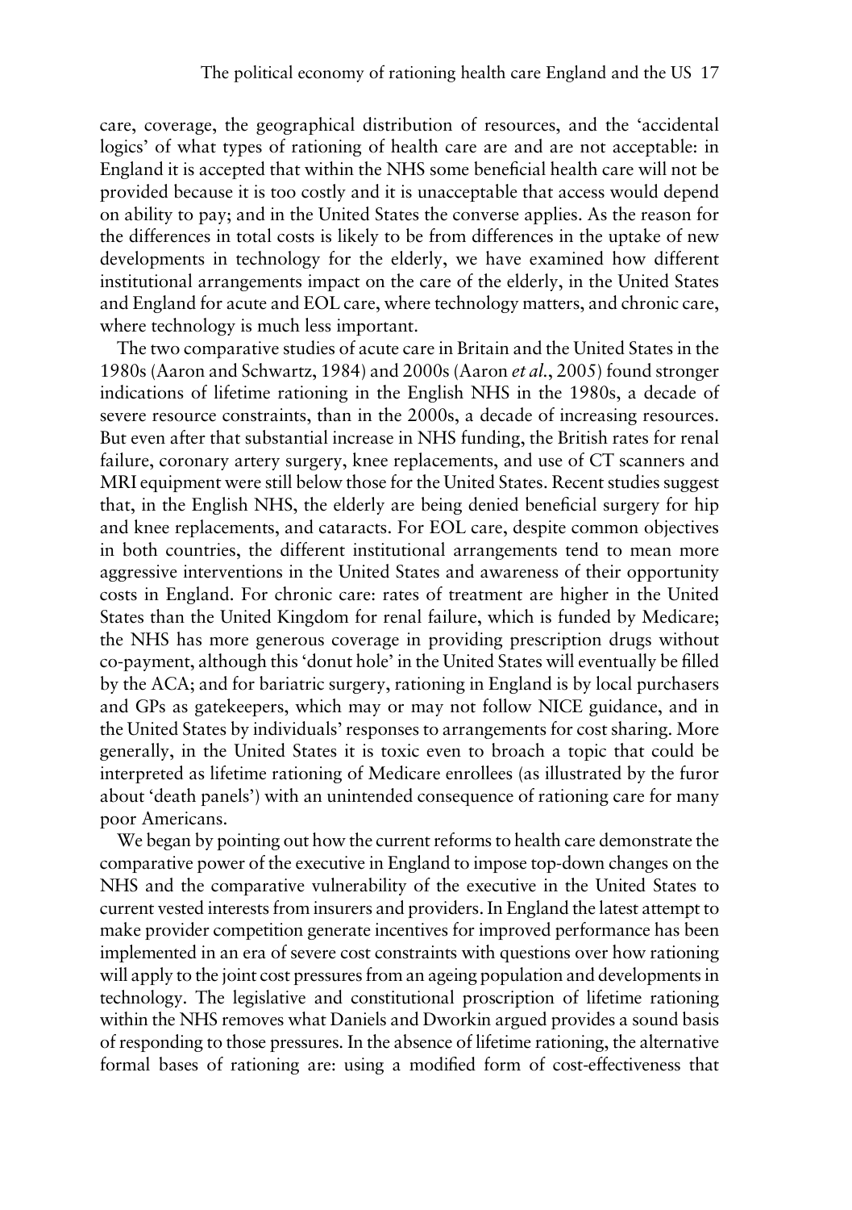care, coverage, the geographical distribution of resources, and the 'accidental logics' of what types of rationing of health care are and are not acceptable: in England it is accepted that within the NHS some beneficial health care will not be provided because it is too costly and it is unacceptable that access would depend on ability to pay; and in the United States the converse applies. As the reason for the differences in total costs is likely to be from differences in the uptake of new developments in technology for the elderly, we have examined how different institutional arrangements impact on the care of the elderly, in the United States and England for acute and EOL care, where technology matters, and chronic care, where technology is much less important.

The two comparative studies of acute care in Britain and the United States in the 1980s (Aaron and Schwartz, 1984) and 2000s (Aaron *et al.*, 2005) found stronger indications of lifetime rationing in the English NHS in the 1980s, a decade of severe resource constraints, than in the 2000s, a decade of increasing resources. But even after that substantial increase in NHS funding, the British rates for renal failure, coronary artery surgery, knee replacements, and use of CT scanners and MRI equipment were still below those for the United States. Recent studies suggest that, in the English NHS, the elderly are being denied beneficial surgery for hip and knee replacements, and cataracts. For EOL care, despite common objectives in both countries, the different institutional arrangements tend to mean more aggressive interventions in the United States and awareness of their opportunity costs in England. For chronic care: rates of treatment are higher in the United States than the United Kingdom for renal failure, which is funded by Medicare; the NHS has more generous coverage in providing prescription drugs without co-payment, although this 'donut hole' in the United States will eventually be filled by the ACA; and for bariatric surgery, rationing in England is by local purchasers and GPs as gatekeepers, which may or may not follow NICE guidance, and in the United States by individuals' responses to arrangements for cost sharing. More generally, in the United States it is toxic even to broach a topic that could be interpreted as lifetime rationing of Medicare enrollees (as illustrated by the furor about 'death panels') with an unintended consequence of rationing care for many poor Americans.

We began by pointing out how the current reforms to health care demonstrate the comparative power of the executive in England to impose top-down changes on the NHS and the comparative vulnerability of the executive in the United States to current vested interests from insurers and providers. In England the latest attempt to make provider competition generate incentives for improved performance has been implemented in an era of severe cost constraints with questions over how rationing will apply to the joint cost pressures from an ageing population and developments in technology. The legislative and constitutional proscription of lifetime rationing within the NHS removes what Daniels and Dworkin argued provides a sound basis of responding to those pressures. In the absence of lifetime rationing, the alternative formal bases of rationing are: using a modified form of cost-effectiveness that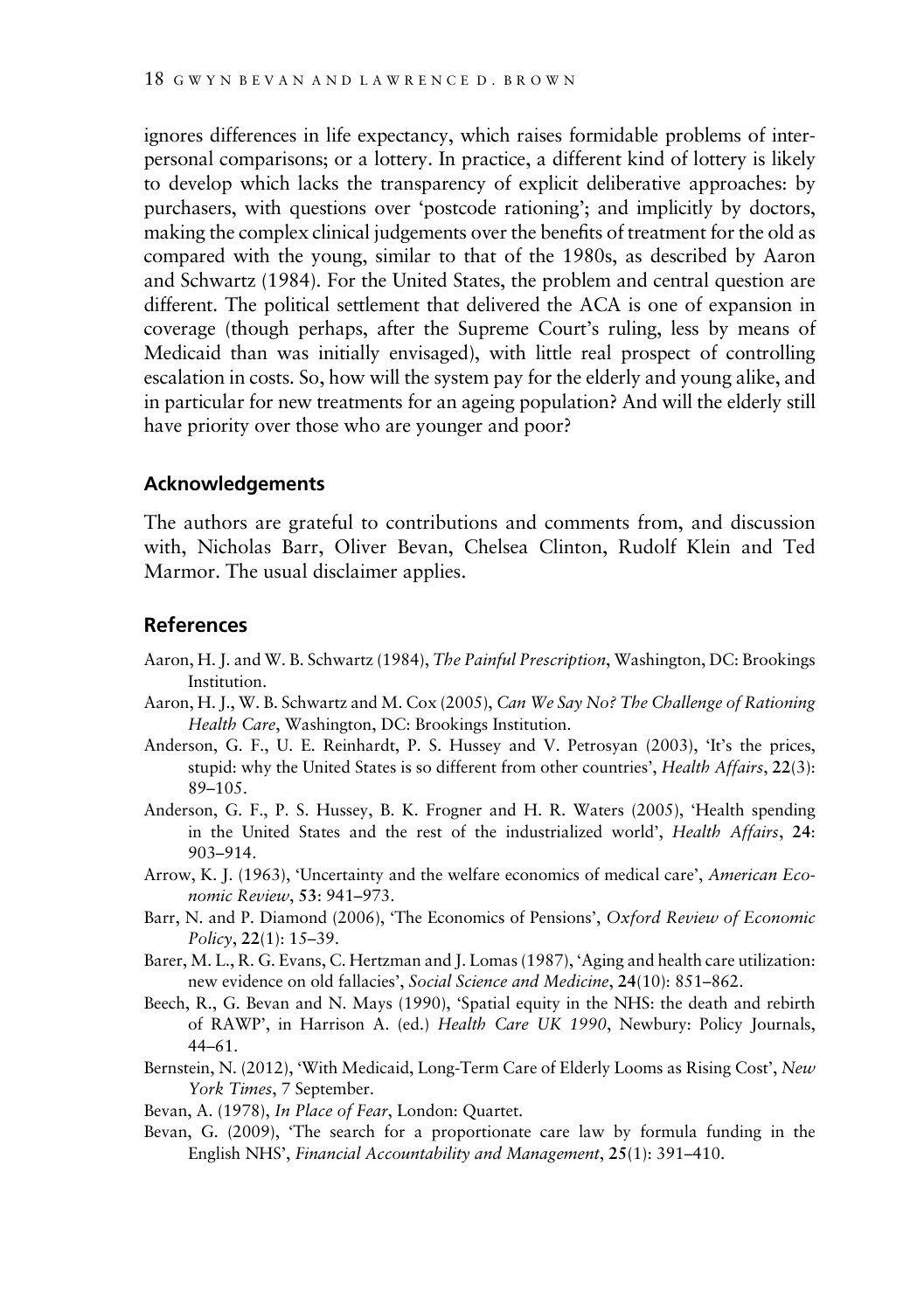ignores differences in life expectancy, which raises formidable problems of interpersonal comparisons; or a lottery. In practice, a different kind of lottery is likely to develop which lacks the transparency of explicit deliberative approaches: by purchasers, with questions over 'postcode rationing'; and implicitly by doctors, making the complex clinical judgements over the benefits of treatment for the old as compared with the young, similar to that of the 1980s, as described by Aaron and Schwartz (1984). For the United States, the problem and central question are different. The political settlement that delivered the ACA is one of expansion in coverage (though perhaps, after the Supreme Court's ruling, less by means of Medicaid than was initially envisaged), with little real prospect of controlling escalation in costs. So, how will the system pay for the elderly and young alike, and in particular for new treatments for an ageing population? And will the elderly still have priority over those who are younger and poor?

## Acknowledgements

The authors are grateful to contributions and comments from, and discussion with, Nicholas Barr, Oliver Bevan, Chelsea Clinton, Rudolf Klein and Ted Marmor. The usual disclaimer applies.

## References

Aaron, H. J. and W. B. Schwartz (1984), *The Painful Prescription*, Washington, DC: Brookings Institution.

Aaron, H. J., W. B. Schwartz and M. Cox (2005), *Can We Say No? The Challenge of Rationing Health Care*, Washington, DC: Brookings Institution.

Anderson, G. F., U. E. Reinhardt, P. S. Hussey and V. Petrosyan (2003), 'It's the prices, stupid: why the United States is so different from other countries', *Health Affairs*, **22**(3): 89–105.

Anderson, G. F., P. S. Hussey, B. K. Frogner and H. R. Waters (2005), 'Health spending in the United States and the rest of the industrialized world', *Health Affairs*, **24**: 903–914.

Arrow, K. J. (1963), 'Uncertainty and the welfare economics of medical care', *American Economic Review*, **53**: 941–973.

Barr, N. and P. Diamond (2006), 'The Economics of Pensions', *Oxford Review of Economic Policy*, **22**(1): 15–39.

Barer, M. L., R. G. Evans, C. Hertzman and J. Lomas (1987), 'Aging and health care utilization: new evidence on old fallacies', *Social Science and Medicine*, **24**(10): 851–862.

Beech, R., G. Bevan and N. Mays (1990), 'Spatial equity in the NHS: the death and rebirth of RAWP', in Harrison A. (ed.) *Health Care UK 1990*, Newbury: Policy Journals, 44–61.

Bernstein, N. (2012), 'With Medicaid, Long-Term Care of Elderly Looms as Rising Cost', *New York Times*, 7 September.

Bevan, A. (1978), *In Place of Fear*, London: Quartet.

Bevan, G. (2009), 'The search for a proportionate care law by formula funding in the English NHS', *Financial Accountability and Management*, **25**(1): 391–410.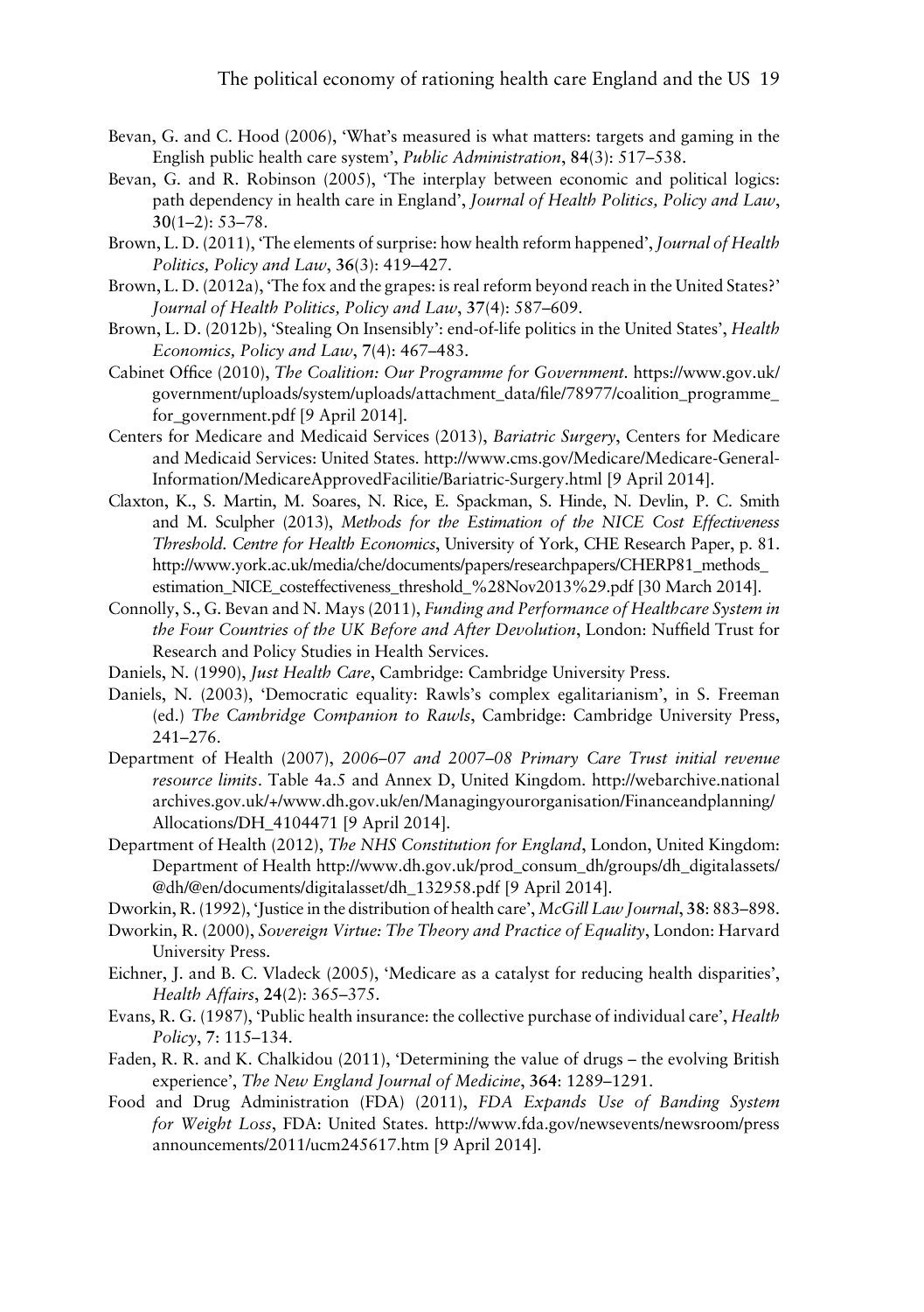Bevan, G. and C. Hood (2006), 'What's measured is what matters: targets and gaming in the English public health care system', *Public Administration*, **84**(3): 517–538.

Bevan, G. and R. Robinson (2005), 'The interplay between economic and political logics: path dependency in health care in England', *Journal of Health Politics, Policy and Law*, **30**(1–2): 53–78.

Brown, L. D. (2011), 'The elements of surprise: how health reform happened', *Journal of Health Politics, Policy and Law*, **36**(3): 419–427.

Brown, L. D. (2012a), 'The fox and the grapes: is real reform beyond reach in the United States?' *Journal of Health Politics, Policy and Law*, **37**(4): 587–609.

Brown, L. D. (2012b), 'Stealing On Insensibly': end-of-life politics in the United States', *Health Economics, Policy and Law*, **7**(4): 467–483.

Cabinet Office (2010), *The Coalition: Our Programme for Government*. https://www.gov.uk/government/uploads/system/uploads/attachment_data/file/78977/coalition_programme_for_government.pdf [9 April 2014].

Centers for Medicare and Medicaid Services (2013), *Bariatric Surgery*, Centers for Medicare and Medicaid Services: United States. http://www.cms.gov/Medicare/Medicare-General-Information/MedicareApprovedFacilitie/Bariatric-Surgery.html [9 April 2014].

Claxton, K., S. Martin, M. Soares, N. Rice, E. Spackman, S. Hinde, N. Devlin, P. C. Smith and M. Sculpher (2013), *Methods for the Estimation of the NICE Cost Effectiveness Threshold. Centre for Health Economics*, University of York, CHE Research Paper, p. 81. http://www.york.ac.uk/media/che/documents/papers/researchpapers/CHERP81_methods_estimation_NICE_costeffectiveness_threshold_%28Nov2013%29.pdf [30 March 2014].

Connolly, S., G. Bevan and N. Mays (2011), *Funding and Performance of Healthcare System in the Four Countries of the UK Before and After Devolution*, London: Nuffield Trust for Research and Policy Studies in Health Services.

Daniels, N. (1990), *Just Health Care*, Cambridge: Cambridge University Press.

Daniels, N. (2003), 'Democratic equality: Rawls's complex egalitarianism', in S. Freeman (ed.) *The Cambridge Companion to Rawls*, Cambridge: Cambridge University Press, 241–276.

Department of Health (2007), *2006–07 and 2007–08 Primary Care Trust initial revenue resource limits*. Table 4a.5 and Annex D, United Kingdom. http://webarchive.nationalarchives.gov.uk/+/www.dh.gov.uk/en/Managingyourorganisation/Financeandplanning/Allocations/DH_4104471 [9 April 2014].

Department of Health (2012), *The NHS Constitution for England*, London, United Kingdom: Department of Health http://www.dh.gov.uk/prod_consum_dh/groups/dh_digitalassets/@dh/@en/documents/digitalasset/dh_132958.pdf [9 April 2014].

Dworkin, R. (1992), 'Justice in the distribution of health care', *McGill Law Journal*, **38**: 883–898.

Dworkin, R. (2000), *Sovereign Virtue: The Theory and Practice of Equality*, London: Harvard University Press.

Eichner, J. and B. C. Vladeck (2005), 'Medicare as a catalyst for reducing health disparities', *Health Affairs*, **24**(2): 365–375.

Evans, R. G. (1987), 'Public health insurance: the collective purchase of individual care', *Health Policy*, **7**: 115–134.

Faden, R. R. and K. Chalkidou (2011), 'Determining the value of drugs – the evolving British experience', *The New England Journal of Medicine*, **364**: 1289–1291.

Food and Drug Administration (FDA) (2011), *FDA Expands Use of Banding System for Weight Loss*, FDA: United States. http://www.fda.gov/newsevents/newsroom/pressannouncements/2011/ucm245617.htm [9 April 2014].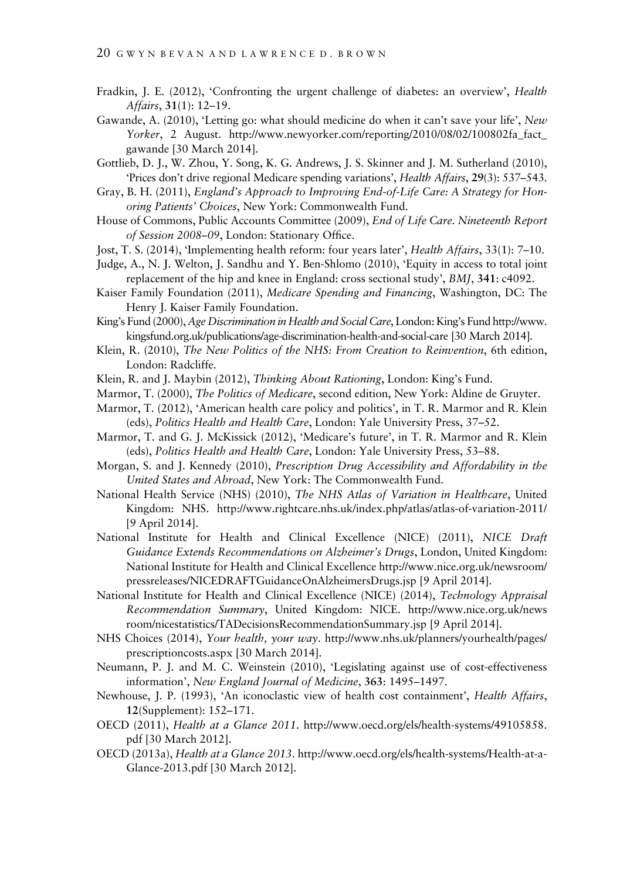Fradkin, J. E. (2012), 'Confronting the urgent challenge of diabetes: an overview', *Health Affairs*, **31**(1): 12–19.

Gawande, A. (2010), 'Letting go: what should medicine do when it can't save your life', *New Yorker*, 2 August. http://www.newyorker.com/reporting/2010/08/02/100802fa_fact_gawande [30 March 2014].

Gottlieb, D. J., W. Zhou, Y. Song, K. G. Andrews, J. S. Skinner and J. M. Sutherland (2010), 'Prices don't drive regional Medicare spending variations', *Health Affairs*, **29**(3): 537–543.

Gray, B. H. (2011), *England's Approach to Improving End-of-Life Care: A Strategy for Honoring Patients' Choices*, New York: Commonwealth Fund.

House of Commons, Public Accounts Committee (2009), *End of Life Care. Nineteenth Report of Session 2008–09*, London: Stationary Office.

Jost, T. S. (2014), 'Implementing health reform: four years later', *Health Affairs*, 33(1): 7–10.

Judge, A., N. J. Welton, J. Sandhu and Y. Ben-Shlomo (2010), 'Equity in access to total joint replacement of the hip and knee in England: cross sectional study', *BMJ*, **341**: c4092.

Kaiser Family Foundation (2011), *Medicare Spending and Financing*, Washington, DC: The Henry J. Kaiser Family Foundation.

King's Fund (2000), *Age Discrimination in Health and Social Care*, London: King's Fund http://www.kingsfund.org.uk/publications/age-discrimination-health-and-social-care [30 March 2014].

Klein, R. (2010), *The New Politics of the NHS: From Creation to Reinvention*, 6th edition, London: Radcliffe.

Klein, R. and J. Maybin (2012), *Thinking About Rationing*, London: King's Fund.

Marmor, T. (2000), *The Politics of Medicare*, second edition, New York: Aldine de Gruyter.

Marmor, T. (2012), 'American health care policy and politics', in T. R. Marmor and R. Klein (eds), *Politics Health and Health Care*, London: Yale University Press, 37–52.

Marmor, T. and G. J. McKissick (2012), 'Medicare's future', in T. R. Marmor and R. Klein (eds), *Politics Health and Health Care*, London: Yale University Press, 53–88.

Morgan, S. and J. Kennedy (2010), *Prescription Drug Accessibility and Affordability in the United States and Abroad*, New York: The Commonwealth Fund.

National Health Service (NHS) (2010), *The NHS Atlas of Variation in Healthcare*, United Kingdom: NHS. http://www.rightcare.nhs.uk/index.php/atlas/atlas-of-variation-2011/ [9 April 2014].

National Institute for Health and Clinical Excellence (NICE) (2011), *NICE Draft Guidance Extends Recommendations on Alzheimer's Drugs*, London, United Kingdom: National Institute for Health and Clinical Excellence http://www.nice.org.uk/newsroom/pressreleases/NICEDRAFTGuidanceOnAlzheimersDrugs.jsp [9 April 2014].

National Institute for Health and Clinical Excellence (NICE) (2014), *Technology Appraisal Recommendation Summary*, United Kingdom: NICE. http://www.nice.org.uk/newsroom/nicestatistics/TADecisionsRecommendationSummary.jsp [9 April 2014].

NHS Choices (2014), *Your health, your way*. http://www.nhs.uk/planners/yourhealth/pages/prescriptioncosts.aspx [30 March 2014].

Neumann, P. J. and M. C. Weinstein (2010), 'Legislating against use of cost-effectiveness information', *New England Journal of Medicine*, **363**: 1495–1497.

Newhouse, J. P. (1993), 'An iconoclastic view of health cost containment', *Health Affairs*, **12**(Supplement): 152–171.

OECD (2011), *Health at a Glance 2011*. http://www.oecd.org/els/health-systems/49105858.pdf [30 March 2012].

OECD (2013a), *Health at a Glance 2013*. http://www.oecd.org/els/health-systems/Health-at-a-Glance-2013.pdf [30 March 2012].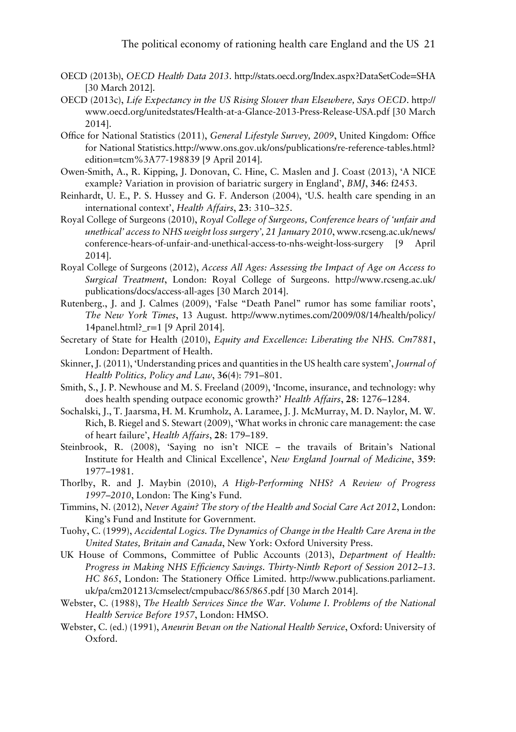OECD (2013b), *OECD Health Data 2013*. http://stats.oecd.org/Index.aspx?DataSetCode=SHA [30 March 2012].

OECD (2013c), *Life Expectancy in the US Rising Slower than Elsewhere, Says OECD*. http://www.oecd.org/unitedstates/Health-at-a-Glance-2013-Press-Release-USA.pdf [30 March 2014].

Office for National Statistics (2011), *General Lifestyle Survey, 2009*, United Kingdom: Office for National Statistics.http://www.ons.gov.uk/ons/publications/re-reference-tables.html?edition=tcm%3A77-198839 [9 April 2014].

Owen-Smith, A., R. Kipping, J. Donovan, C. Hine, C. Maslen and J. Coast (2013), 'A NICE example? Variation in provision of bariatric surgery in England', *BMJ*, **346**: f2453.

Reinhardt, U. E., P. S. Hussey and G. F. Anderson (2004), 'U.S. health care spending in an international context', *Health Affairs*, **23**: 310–325.

Royal College of Surgeons (2010), *Royal College of Surgeons, Conference hears of 'unfair and unethical' access to NHS weight loss surgery', 21 January 2010*, www.rcseng.ac.uk/news/conference-hears-of-unfair-and-unethical-access-to-nhs-weight-loss-surgery [9 April 2014].

Royal College of Surgeons (2012), *Access All Ages: Assessing the Impact of Age on Access to Surgical Treatment*, London: Royal College of Surgeons. http://www.rcseng.ac.uk/publications/docs/access-all-ages [30 March 2014].

Rutenberg., J. and J. Calmes (2009), 'False "Death Panel" rumor has some familiar roots', *The New York Times*, 13 August. http://www.nytimes.com/2009/08/14/health/policy/14panel.html?_r=1 [9 April 2014].

Secretary of State for Health (2010), *Equity and Excellence: Liberating the NHS. Cm7881*, London: Department of Health.

Skinner, J. (2011), 'Understanding prices and quantities in the US health care system', *Journal of Health Politics, Policy and Law*, **36**(4): 791–801.

Smith, S., J. P. Newhouse and M. S. Freeland (2009), 'Income, insurance, and technology: why does health spending outpace economic growth?' *Health Affairs*, **28**: 1276–1284.

Sochalski, J., T. Jaarsma, H. M. Krumholz, A. Laramee, J. J. McMurray, M. D. Naylor, M. W. Rich, B. Riegel and S. Stewart (2009), 'What works in chronic care management: the case of heart failure', *Health Affairs*, **28**: 179–189.

Steinbrook, R. (2008), 'Saying no isn't NICE – the travails of Britain's National Institute for Health and Clinical Excellence', *New England Journal of Medicine*, **359**: 1977–1981.

Thorlby, R. and J. Maybin (2010), *A High-Performing NHS? A Review of Progress 1997–2010*, London: The King's Fund.

Timmins, N. (2012), *Never Again? The story of the Health and Social Care Act 2012*, London: King's Fund and Institute for Government.

Tuohy, C. (1999), *Accidental Logics. The Dynamics of Change in the Health Care Arena in the United States, Britain and Canada*, New York: Oxford University Press.

UK House of Commons, Committee of Public Accounts (2013), *Department of Health: Progress in Making NHS Efficiency Savings. Thirty-Ninth Report of Session 2012–13. HC 865*, London: The Stationery Office Limited. http://www.publications.parliament.uk/pa/cm201213/cmselect/cmpubacc/865/865.pdf [30 March 2014].

Webster, C. (1988), *The Health Services Since the War. Volume I. Problems of the National Health Service Before 1957*, London: HMSO.

Webster, C. (ed.) (1991), *Aneurin Bevan on the National Health Service*, Oxford: University of Oxford.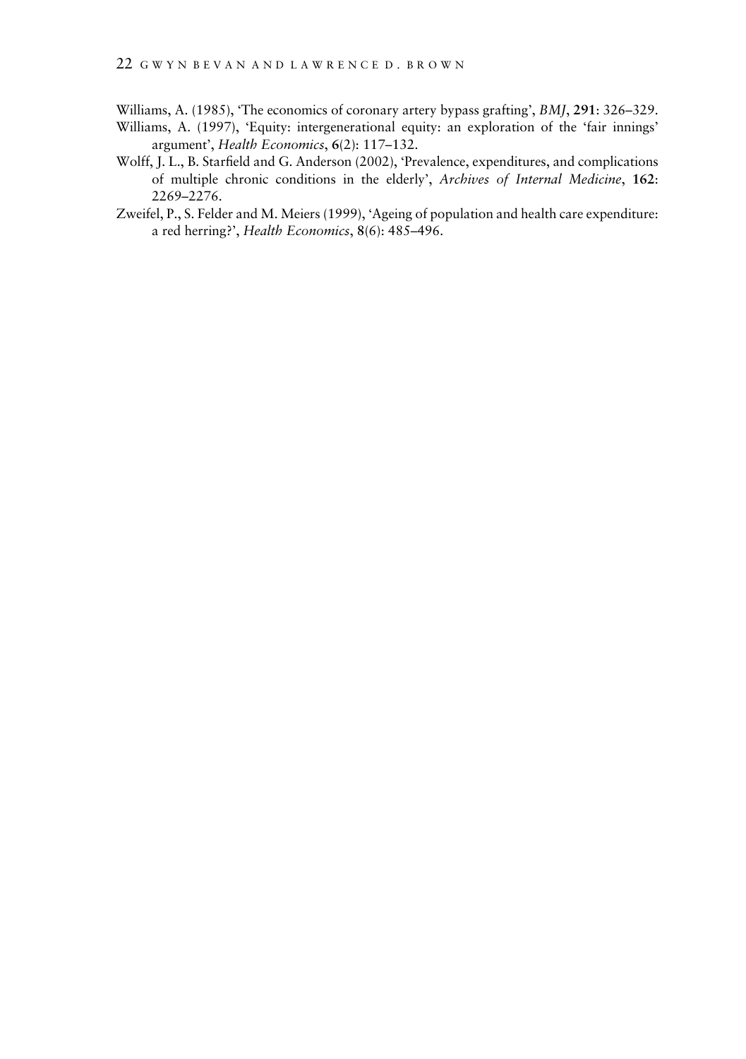Williams, A. (1985), 'The economics of coronary artery bypass grafting', *BMJ*, **291**: 326–329.

Williams, A. (1997), 'Equity: intergenerational equity: an exploration of the 'fair innings' argument', *Health Economics*, **6**(2): 117–132.

Wolff, J. L., B. Starfield and G. Anderson (2002), 'Prevalence, expenditures, and complications of multiple chronic conditions in the elderly', *Archives of Internal Medicine*, **162**: 2269–2276.

Zweifel, P., S. Felder and M. Meiers (1999), 'Ageing of population and health care expenditure: a red herring?', *Health Economics*, **8**(6): 485–496.